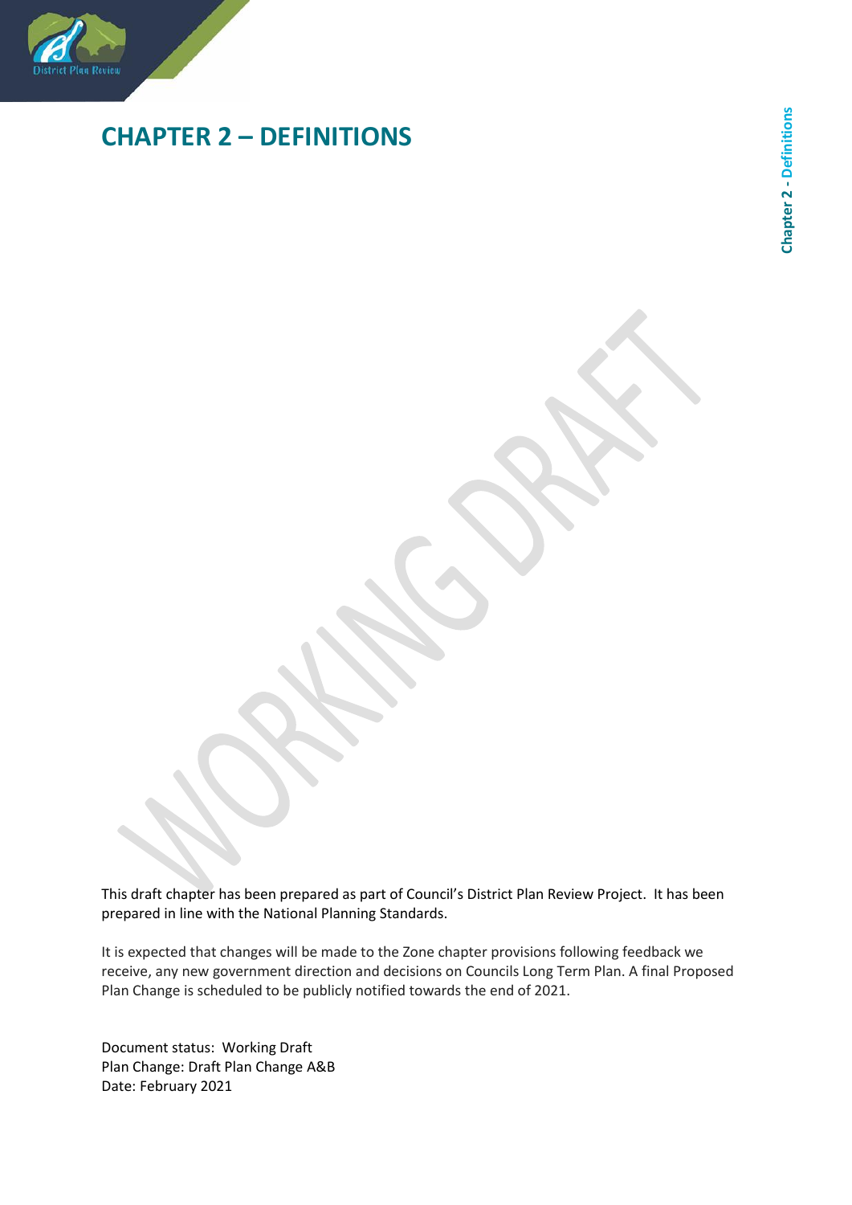# CHAPTER 2 – DEFINITIONS

This draft chapter has been prepared as part of Council's District Plan Review Project. It has been prepared in line with the National Planning Standards.

It is expected that changes will be made to the Zone chapter provisions following feedback we receive, any new government direction and decisions on Councils Long Term Plan. A final Proposed Plan Change is scheduled to be publicly notified towards the end of 2021.

Document status: Working Draft
Plan Change: Draft Plan Change A&B
Date: February 2021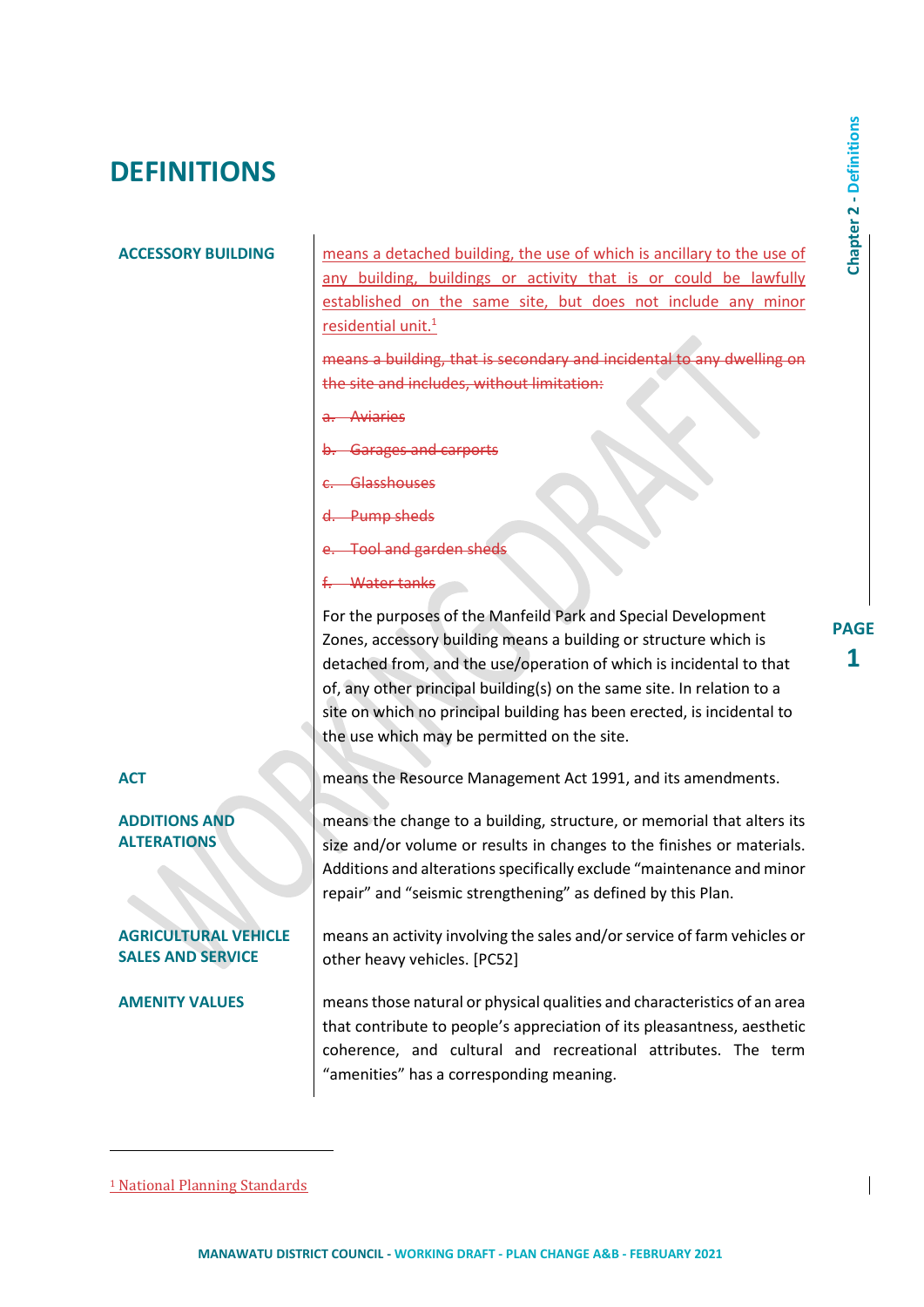# DEFINITIONS

**ACCESSORY BUILDING**

means a detached building, the use of which is ancillary to the use of any building, buildings or activity that is or could be lawfully established on the same site, but does not include any minor residential unit.[1]

~~means a building, that is secondary and incidental to any dwelling on the site and includes, without limitation:~~

~~a. Aviaries~~

~~b. Garages and carports~~

~~c. Glasshouses~~

~~d. Pump sheds~~

~~e. Tool and garden sheds~~

~~f. Water tanks~~

For the purposes of the Manfeild Park and Special Development Zones, accessory building means a building or structure which is detached from, and the use/operation of which is incidental to that of, any other principal building(s) on the same site. In relation to a site on which no principal building has been erected, is incidental to the use which may be permitted on the site.

**ACT**

means the Resource Management Act 1991, and its amendments.

**ADDITIONS AND ALTERATIONS**

means the change to a building, structure, or memorial that alters its size and/or volume or results in changes to the finishes or materials. Additions and alterations specifically exclude "maintenance and minor repair" and "seismic strengthening" as defined by this Plan.

**AGRICULTURAL VEHICLE SALES AND SERVICE**

means an activity involving the sales and/or service of farm vehicles or other heavy vehicles. [PC52]

**AMENITY VALUES**

means those natural or physical qualities and characteristics of an area that contribute to people's appreciation of its pleasantness, aesthetic coherence, and cultural and recreational attributes. The term "amenities" has a corresponding meaning.

---

[1] National Planning Standards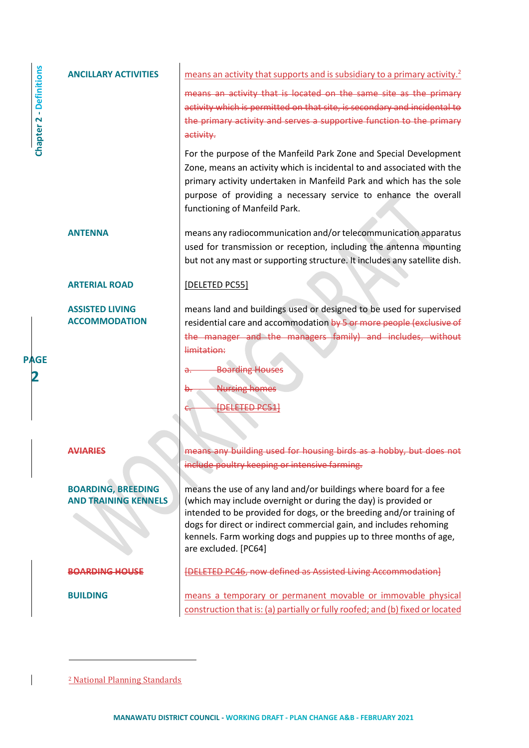**ANCILLARY ACTIVITIES**

means an activity that supports and is subsidiary to a primary activity.[2]

~~means an activity that is located on the same site as the primary activity which is permitted on that site, is secondary and incidental to the primary activity and serves a supportive function to the primary activity.~~

For the purpose of the Manfeild Park Zone and Special Development Zone, means an activity which is incidental to and associated with the primary activity undertaken in Manfeild Park and which has the sole purpose of providing a necessary service to enhance the overall functioning of Manfeild Park.

**ANTENNA**

means any radiocommunication and/or telecommunication apparatus used for transmission or reception, including the antenna mounting but not any mast or supporting structure. It includes any satellite dish.

**ARTERIAL ROAD**

[DELETED PC55]

**ASSISTED LIVING ACCOMMODATION**

means land and buildings used or designed to be used for supervised residential care and accommodation ~~by 5 or more people (exclusive of the manager and the managers family) and includes, without limitation:~~

~~a. Boarding Houses~~

~~b. Nursing homes~~

~~c. [DELETED PC51]~~

~~**AVIARIES**~~

~~means any building used for housing birds as a hobby, but does not include poultry keeping or intensive farming.~~

**BOARDING, BREEDING AND TRAINING KENNELS**

means the use of any land and/or buildings where board for a fee (which may include overnight or during the day) is provided or intended to be provided for dogs, or the breeding and/or training of dogs for direct or indirect commercial gain, and includes rehoming kennels. Farm working dogs and puppies up to three months of age, are excluded. [PC64]

~~**BOARDING HOUSE**~~

~~[DELETED PC46, now defined as Assisted Living Accommodation]~~

**BUILDING**

means a temporary or permanent movable or immovable physical construction that is: (a) partially or fully roofed; and (b) fixed or located

---

[2] National Planning Standards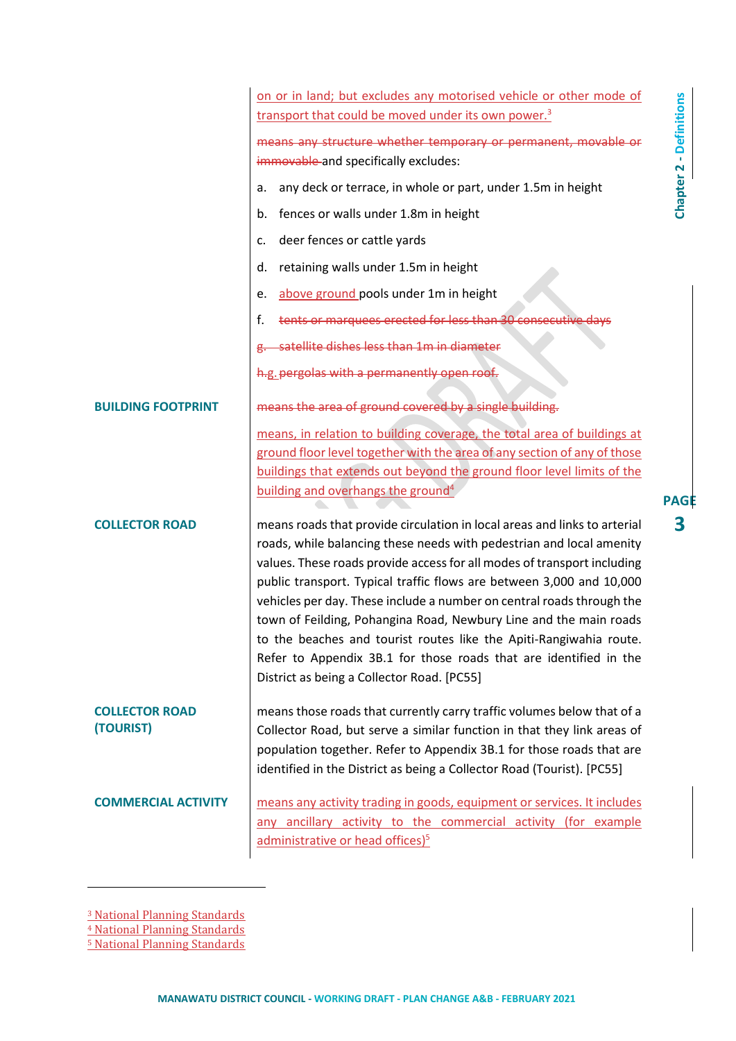on or in land; but excludes any motorised vehicle or other mode of transport that could be moved under its own power.[3]

~~means any structure whether temporary or permanent, movable or immovable~~ and specifically excludes:

a. any deck or terrace, in whole or part, under 1.5m in height
b. fences or walls under 1.8m in height
c. deer fences or cattle yards
d. retaining walls under 1.5m in height
e. above ground pools under 1m in height
f. ~~tents or marquees erected for less than 30 consecutive days~~
~~g. satellite dishes less than 1m in diameter~~
~~h.~~g. ~~pergolas with a permanently open roof.~~

**BUILDING FOOTPRINT**

~~means the area of ground covered by a single building.~~

means, in relation to building coverage, the total area of buildings at ground floor level together with the area of any section of any of those buildings that extends out beyond the ground floor level limits of the building and overhangs the ground[4]

**COLLECTOR ROAD**

means roads that provide circulation in local areas and links to arterial roads, while balancing these needs with pedestrian and local amenity values. These roads provide access for all modes of transport including public transport. Typical traffic flows are between 3,000 and 10,000 vehicles per day. These include a number on central roads through the town of Feilding, Pohangina Road, Newbury Line and the main roads to the beaches and tourist routes like the Apiti-Rangiwahia route. Refer to Appendix 3B.1 for those roads that are identified in the District as being a Collector Road. [PC55]

**COLLECTOR ROAD (TOURIST)**

means those roads that currently carry traffic volumes below that of a Collector Road, but serve a similar function in that they link areas of population together. Refer to Appendix 3B.1 for those roads that are identified in the District as being a Collector Road (Tourist). [PC55]

**COMMERCIAL ACTIVITY**

means any activity trading in goods, equipment or services. It includes any ancillary activity to the commercial activity (for example administrative or head offices)[5]

---

[3] National Planning Standards
[4] National Planning Standards
[5] National Planning Standards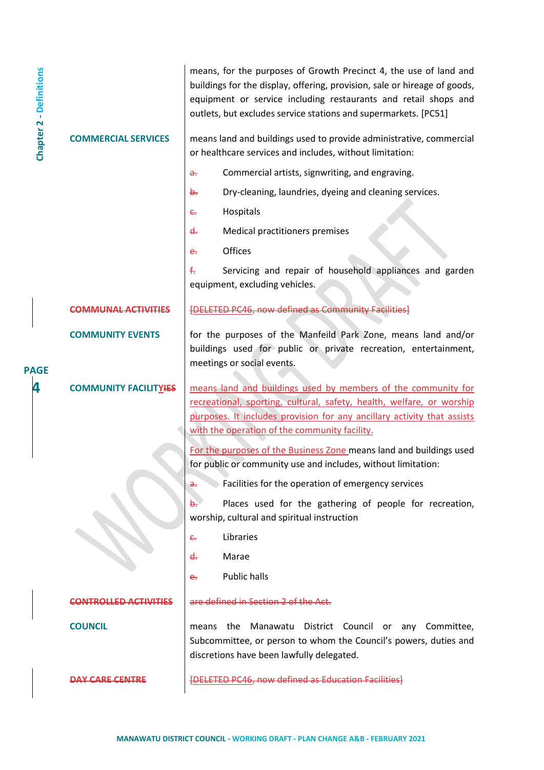| | |
|---|---|
| | means, for the purposes of Growth Precinct 4, the use of land and buildings for the display, offering, provision, sale or hireage of goods, equipment or service including restaurants and retail shops and outlets, but excludes service stations and supermarkets. [PC51] |
| **COMMERCIAL SERVICES** | means land and buildings used to provide administrative, commercial or healthcare services and includes, without limitation:<br><br>~~a.~~ Commercial artists, signwriting, and engraving.<br><br>~~b.~~ Dry-cleaning, laundries, dyeing and cleaning services.<br><br>~~c.~~ Hospitals<br><br>~~d.~~ Medical practitioners premises<br><br>~~e.~~ Offices<br><br>~~f.~~ Servicing and repair of household appliances and garden equipment, excluding vehicles. |
| ~~**COMMUNAL ACTIVITIES**~~ | ~~[DELETED PC46, now defined as Community Facilities]~~ |
| **COMMUNITY EVENTS** | for the purposes of the Manfeild Park Zone, means land and/or buildings used for public or private recreation, entertainment, meetings or social events. |
| **COMMUNITY FACILITY~~IES~~** | means land and buildings used by members of the community for recreational, sporting, cultural, safety, health, welfare, or worship purposes. It includes provision for any ancillary activity that assists with the operation of the community facility.<br><br>For the purposes of the Business Zone means land and buildings used for public or community use and includes, without limitation:<br><br>~~a.~~ Facilities for the operation of emergency services<br><br>~~b.~~ Places used for the gathering of people for recreation, worship, cultural and spiritual instruction<br><br>~~c.~~ Libraries<br><br>~~d.~~ Marae<br><br>~~e.~~ Public halls |
| ~~**CONTROLLED ACTIVITIES**~~ | ~~are defined in Section 2 of the Act.~~ |
| **COUNCIL** | means the Manawatu District Council or any Committee, Subcommittee, or person to whom the Council's powers, duties and discretions have been lawfully delegated. |
| ~~**DAY CARE CENTRE**~~ | ~~[DELETED PC46, now defined as Education Facilities]~~ |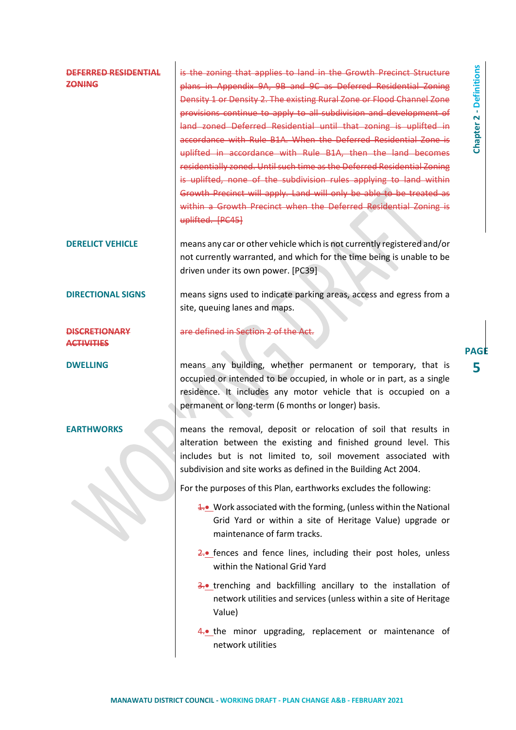| | |
|---|---|
| ~~**DEFERRED RESIDENTIAL ZONING**~~ | ~~is the zoning that applies to land in the Growth Precinct Structure plans in Appendix 9A, 9B and 9C as Deferred Residential Zoning Density 1 or Density 2. The existing Rural Zone or Flood Channel Zone provisions continue to apply to all subdivision and development of land zoned Deferred Residential until that zoning is uplifted in accordance with Rule B1A. When the Deferred Residential Zone is uplifted in accordance with Rule B1A, then the land becomes residentially zoned. Until such time as the Deferred Residential Zoning is uplifted, none of the subdivision rules applying to land within Growth Precinct will apply. Land will only be able to be treated as within a Growth Precinct when the Deferred Residential Zoning is uplifted. [PC45]~~ |
| **DERELICT VEHICLE** | means any car or other vehicle which is not currently registered and/or not currently warranted, and which for the time being is unable to be driven under its own power. [PC39] |
| **DIRECTIONAL SIGNS** | means signs used to indicate parking areas, access and egress from a site, queuing lanes and maps. |
| ~~**DISCRETIONARY ACTIVITIES**~~ | ~~are defined in Section 2 of the Act.~~ |
| **DWELLING** | means any building, whether permanent or temporary, that is occupied or intended to be occupied, in whole or in part, as a single residence. It includes any motor vehicle that is occupied on a permanent or long-term (6 months or longer) basis. |
| **EARTHWORKS** | means the removal, deposit or relocation of soil that results in alteration between the existing and finished ground level. This includes but is not limited to, soil movement associated with subdivision and site works as defined in the Building Act 2004.<br><br>For the purposes of this Plan, earthworks excludes the following:<br><br>~~1.~~ • Work associated with the forming, (unless within the National Grid Yard or within a site of Heritage Value) upgrade or maintenance of farm tracks.<br><br>~~2.~~ • fences and fence lines, including their post holes, unless within the National Grid Yard<br><br>~~3.~~ • trenching and backfilling ancillary to the installation of network utilities and services (unless within a site of Heritage Value)<br><br>~~4.~~ • the minor upgrading, replacement or maintenance of network utilities |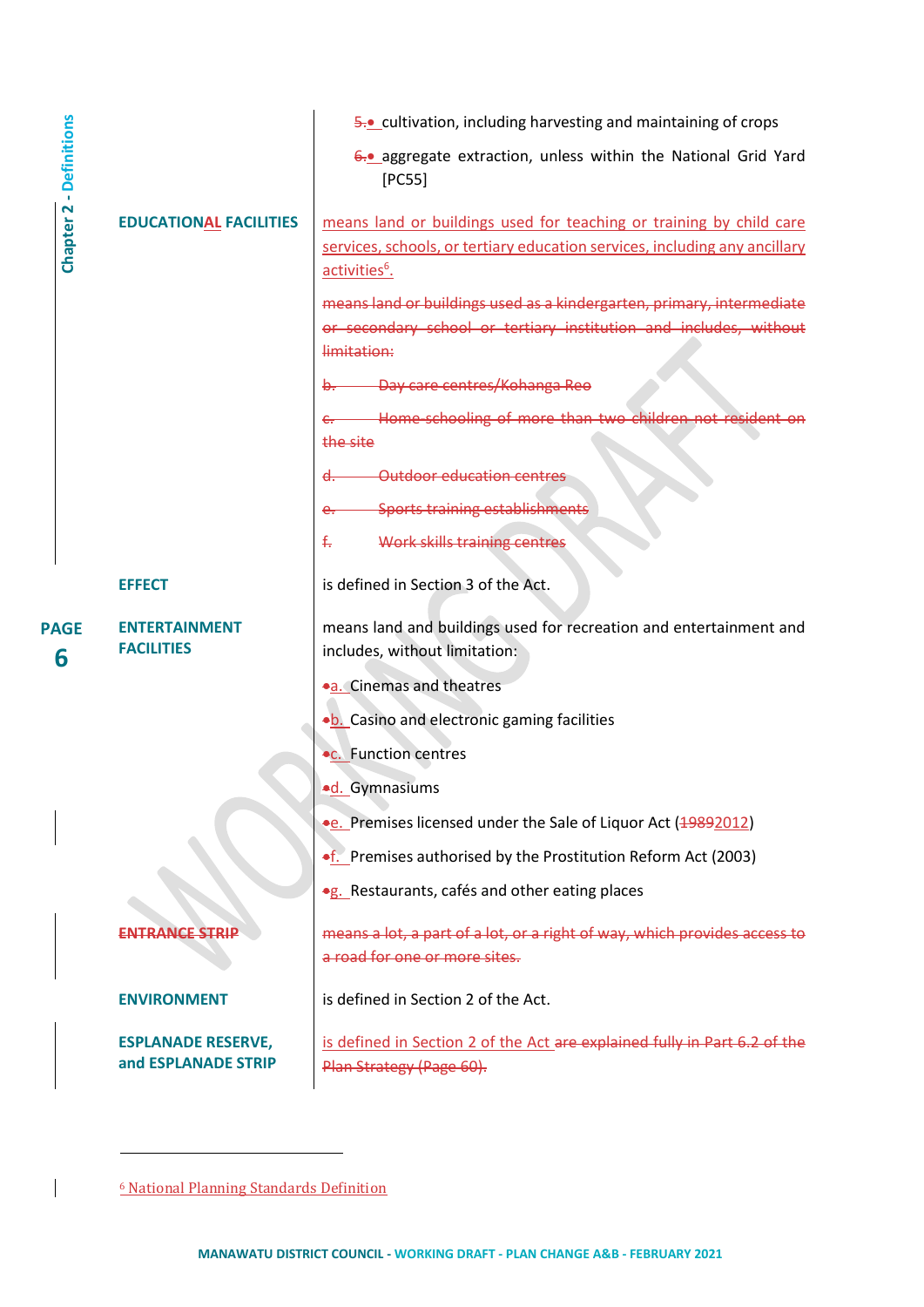5. cultivation, including harvesting and maintaining of crops

6. aggregate extraction, unless within the National Grid Yard [PC55]

**EDUCATIONAL FACILITIES**

means land or buildings used for teaching or training by child care services, schools, or tertiary education services, including any ancillary activities[6].

~~means land or buildings used as a kindergarten, primary, intermediate or secondary school or tertiary institution and includes, without limitation:~~

~~b. Day care centres/Kohanga Reo~~

~~c. Home-schooling of more than two children not resident on the site~~

~~d. Outdoor education centres~~

~~e. Sports training establishments~~

~~f. Work skills training centres~~

**EFFECT**

is defined in Section 3 of the Act.

**ENTERTAINMENT FACILITIES**

means land and buildings used for recreation and entertainment and includes, without limitation:

a. Cinemas and theatres

b. Casino and electronic gaming facilities

c. Function centres

d. Gymnasiums

e. Premises licensed under the Sale of Liquor Act (~~1989~~2012)

f. Premises authorised by the Prostitution Reform Act (2003)

g. Restaurants, cafés and other eating places

~~**ENTRANCE STRIP**~~

~~means a lot, a part of a lot, or a right of way, which provides access to a road for one or more sites.~~

**ENVIRONMENT**

is defined in Section 2 of the Act.

**ESPLANADE RESERVE, and ESPLANADE STRIP**

is defined in Section 2 of the Act ~~are explained fully in Part 6.2 of the Plan Strategy (Page 60).~~

---

[6] National Planning Standards Definition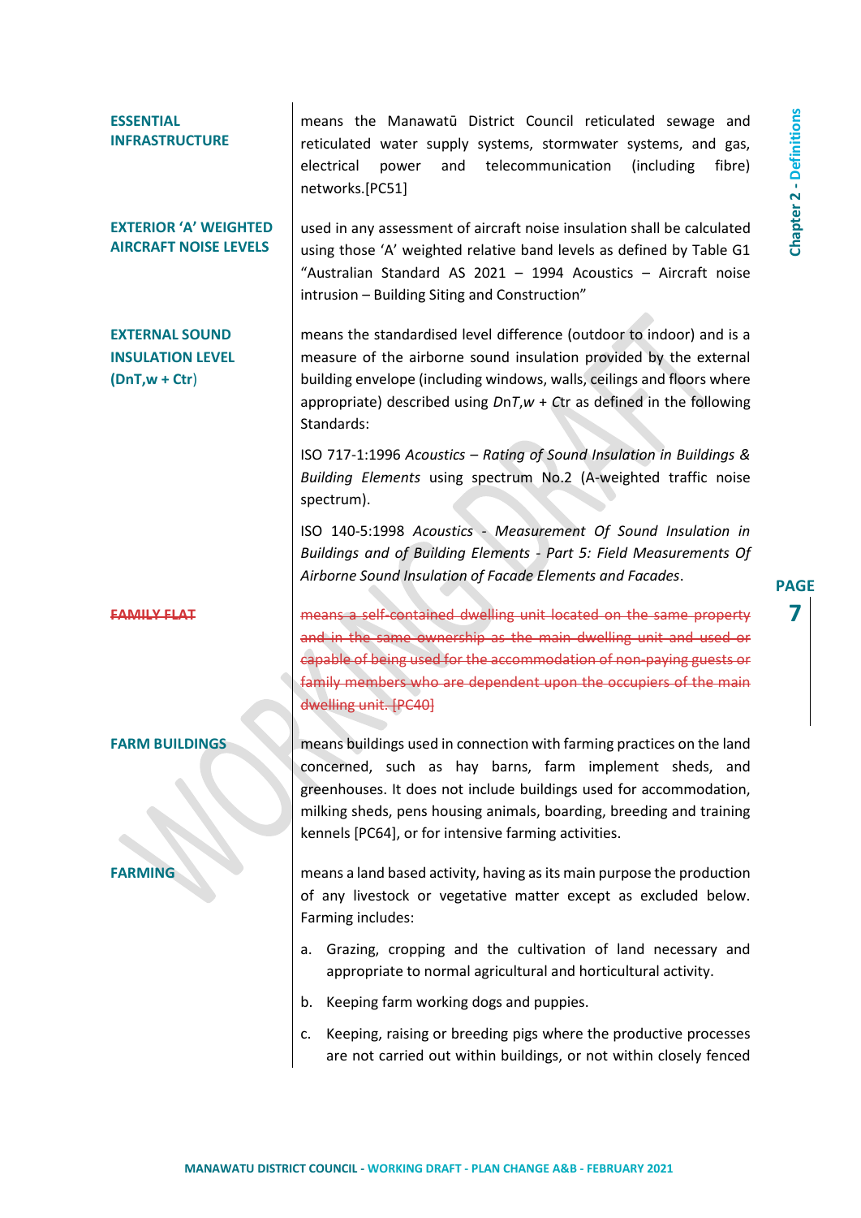**ESSENTIAL INFRASTRUCTURE**

means the Manawatū District Council reticulated sewage and reticulated water supply systems, stormwater systems, and gas, electrical power and telecommunication (including fibre) networks.[PC51]

**EXTERIOR 'A' WEIGHTED AIRCRAFT NOISE LEVELS**

used in any assessment of aircraft noise insulation shall be calculated using those 'A' weighted relative band levels as defined by Table G1 "Australian Standard AS 2021 – 1994 Acoustics – Aircraft noise intrusion – Building Siting and Construction"

**EXTERNAL SOUND INSULATION LEVEL (DnT,w + Ctr)**

means the standardised level difference (outdoor to indoor) and is a measure of the airborne sound insulation provided by the external building envelope (including windows, walls, ceilings and floors where appropriate) described using *DnT,w* + *C*tr as defined in the following Standards:

ISO 717-1:1996 *Acoustics – Rating of Sound Insulation in Buildings & Building Elements* using spectrum No.2 (A-weighted traffic noise spectrum).

ISO 140-5:1998 *Acoustics - Measurement Of Sound Insulation in Buildings and of Building Elements - Part 5: Field Measurements Of Airborne Sound Insulation of Facade Elements and Facades*.

~~**FAMILY FLAT**~~

~~means a self-contained dwelling unit located on the same property and in the same ownership as the main dwelling unit and used or capable of being used for the accommodation of non-paying guests or family members who are dependent upon the occupiers of the main dwelling unit. [PC40]~~

**FARM BUILDINGS**

means buildings used in connection with farming practices on the land concerned, such as hay barns, farm implement sheds, and greenhouses. It does not include buildings used for accommodation, milking sheds, pens housing animals, boarding, breeding and training kennels [PC64], or for intensive farming activities.

**FARMING**

means a land based activity, having as its main purpose the production of any livestock or vegetative matter except as excluded below. Farming includes:

a. Grazing, cropping and the cultivation of land necessary and appropriate to normal agricultural and horticultural activity.

b. Keeping farm working dogs and puppies.

c. Keeping, raising or breeding pigs where the productive processes are not carried out within buildings, or not within closely fenced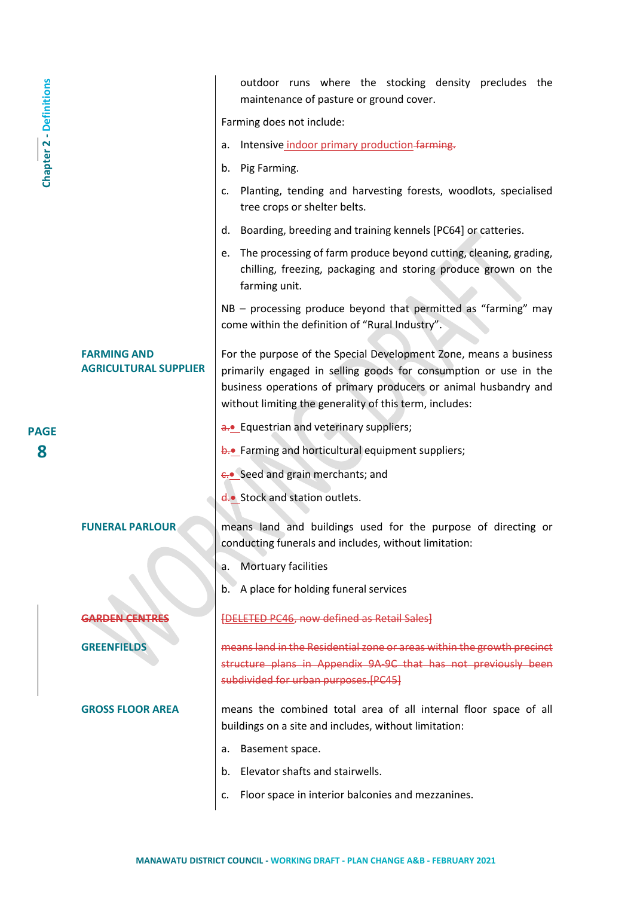outdoor runs where the stocking density precludes the maintenance of pasture or ground cover.

Farming does not include:

a. Intensive indoor primary production ~~farming.~~

b. Pig Farming.

c. Planting, tending and harvesting forests, woodlots, specialised tree crops or shelter belts.

d. Boarding, breeding and training kennels [PC64] or catteries.

e. The processing of farm produce beyond cutting, cleaning, grading, chilling, freezing, packaging and storing produce grown on the farming unit.

NB – processing produce beyond that permitted as "farming" may come within the definition of "Rural Industry".

**FARMING AND AGRICULTURAL SUPPLIER**

For the purpose of the Special Development Zone, means a business primarily engaged in selling goods for consumption or use in the business operations of primary producers or animal husbandry and without limiting the generality of this term, includes:

- ~~a.~~ Equestrian and veterinary suppliers;
- ~~b.~~ Farming and horticultural equipment suppliers;
- ~~c.~~ Seed and grain merchants; and
- ~~d.~~ Stock and station outlets.

**FUNERAL PARLOUR**

means land and buildings used for the purpose of directing or conducting funerals and includes, without limitation:

a. Mortuary facilities

b. A place for holding funeral services

**~~GARDEN CENTRES~~**

~~[DELETED PC46, now defined as Retail Sales]~~

**GREENFIELDS**

~~means land in the Residential zone or areas within the growth precinct structure plans in Appendix 9A-9C that has not previously been subdivided for urban purposes.[PC45]~~

**GROSS FLOOR AREA**

means the combined total area of all internal floor space of all buildings on a site and includes, without limitation:

a. Basement space.

b. Elevator shafts and stairwells.

c. Floor space in interior balconies and mezzanines.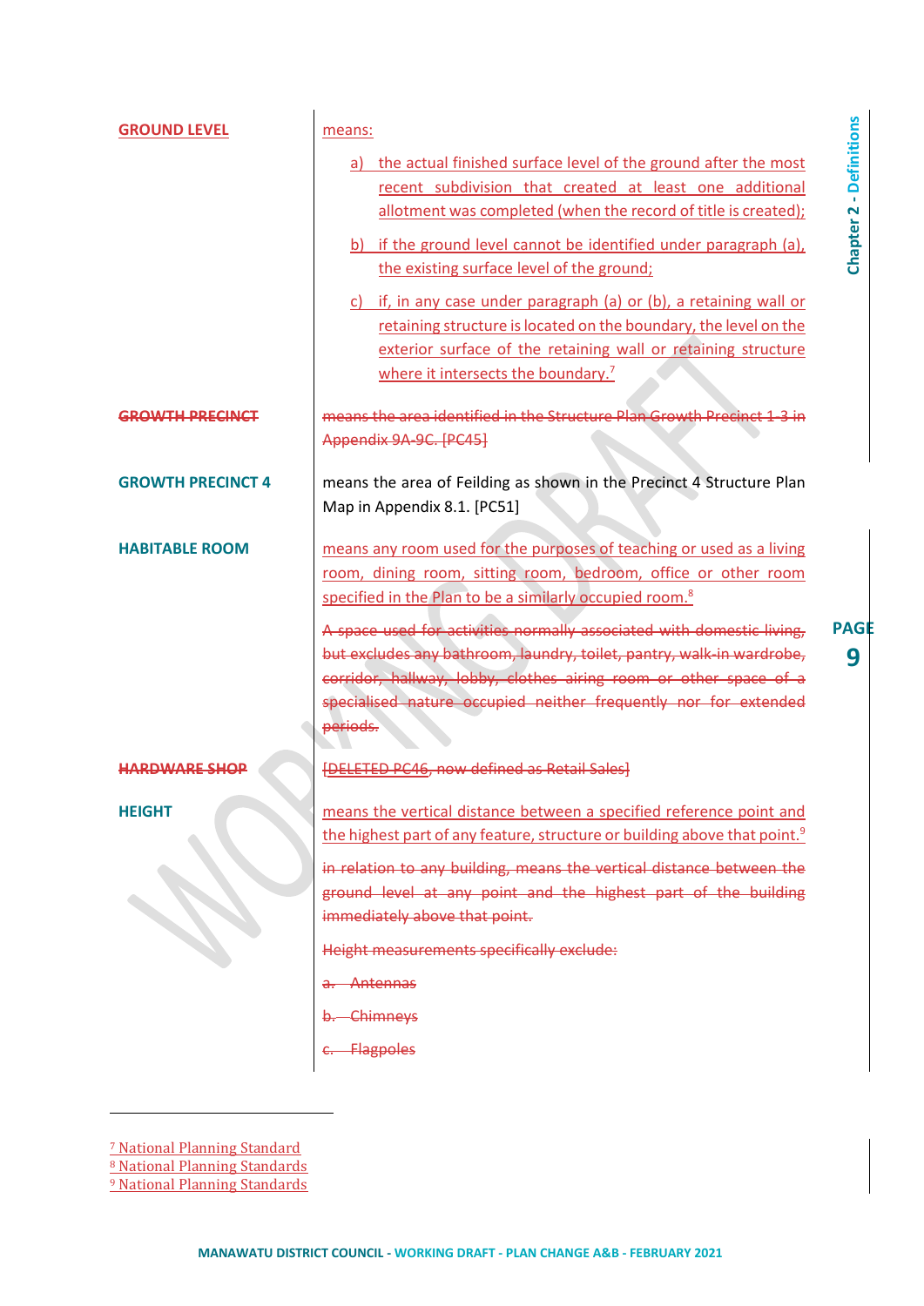| | |
|---|---|
| **GROUND LEVEL** | means:<br>a) the actual finished surface level of the ground after the most recent subdivision that created at least one additional allotment was completed (when the record of title is created);<br>b) if the ground level cannot be identified under paragraph (a), the existing surface level of the ground;<br>c) if, in any case under paragraph (a) or (b), a retaining wall or retaining structure is located on the boundary, the level on the exterior surface of the retaining wall or retaining structure where it intersects the boundary.[7] |
| ~~**GROWTH PRECINCT**~~ | ~~means the area identified in the Structure Plan Growth Precinct 1-3 in Appendix 9A-9C. [PC45]~~ |
| **GROWTH PRECINCT 4** | means the area of Feilding as shown in the Precinct 4 Structure Plan Map in Appendix 8.1. [PC51] |
| **HABITABLE ROOM** | means any room used for the purposes of teaching or used as a living room, dining room, sitting room, bedroom, office or other room specified in the Plan to be a similarly occupied room.[8]<br>~~A space used for activities normally associated with domestic living, but excludes any bathroom, laundry, toilet, pantry, walk-in wardrobe, corridor, hallway, lobby, clothes airing room or other space of a specialised nature occupied neither frequently nor for extended periods.~~ |
| ~~**HARDWARE SHOP**~~ | ~~[DELETED PC46, now defined as Retail Sales]~~ |
| **HEIGHT** | means the vertical distance between a specified reference point and the highest part of any feature, structure or building above that point.[9]<br>~~in relation to any building, means the vertical distance between the ground level at any point and the highest part of the building immediately above that point.~~<br>~~Height measurements specifically exclude:~~<br>~~a. Antennas~~<br>~~b. Chimneys~~<br>~~c. Flagpoles~~ |

[7] National Planning Standard
[8] National Planning Standards
[9] National Planning Standards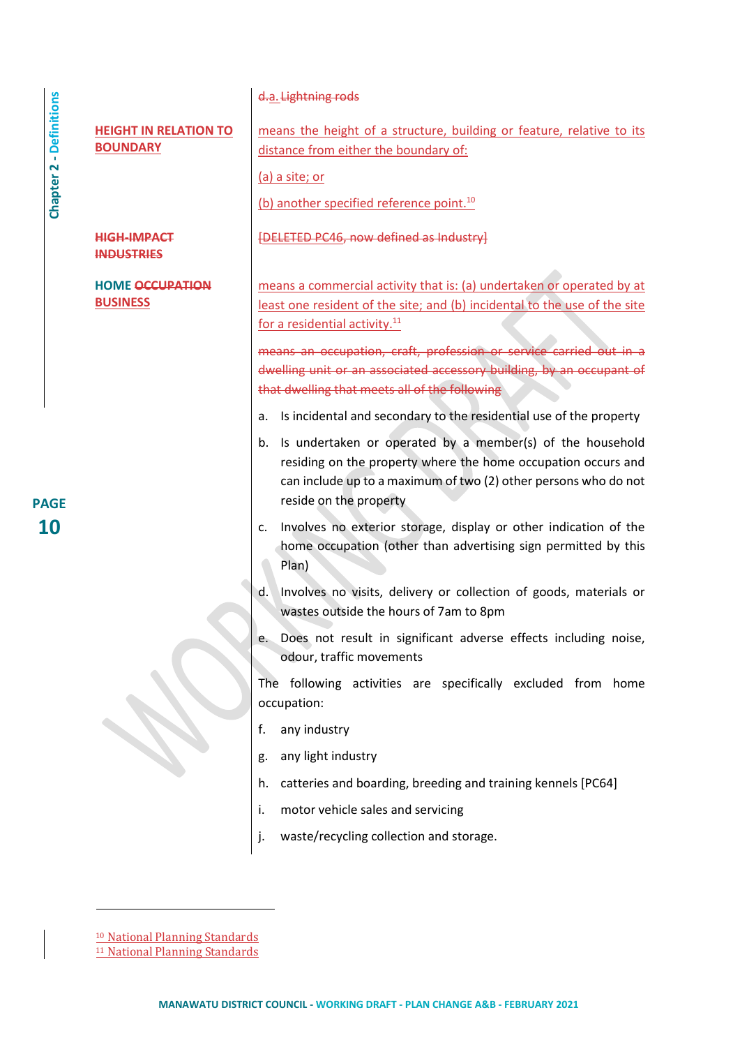~~d.~~a. ~~Lightning rods~~

**HEIGHT IN RELATION TO BOUNDARY**

means the height of a structure, building or feature, relative to its distance from either the boundary of:

(a) a site; or

(b) another specified reference point.[10]

~~**HIGH-IMPACT INDUSTRIES**~~

~~[DELETED PC46, now defined as Industry]~~

**HOME ~~OCCUPATION~~ BUSINESS**

means a commercial activity that is: (a) undertaken or operated by at least one resident of the site; and (b) incidental to the use of the site for a residential activity.[11]

~~means an occupation, craft, profession or service carried out in a dwelling unit or an associated accessory building, by an occupant of that dwelling that meets all of the following~~

a. Is incidental and secondary to the residential use of the property

b. Is undertaken or operated by a member(s) of the household residing on the property where the home occupation occurs and can include up to a maximum of two (2) other persons who do not reside on the property

c. Involves no exterior storage, display or other indication of the home occupation (other than advertising sign permitted by this Plan)

d. Involves no visits, delivery or collection of goods, materials or wastes outside the hours of 7am to 8pm

e. Does not result in significant adverse effects including noise, odour, traffic movements

The following activities are specifically excluded from home occupation:

f. any industry

g. any light industry

h. catteries and boarding, breeding and training kennels [PC64]

i. motor vehicle sales and servicing

j. waste/recycling collection and storage.

---

[10] National Planning Standards

[11] National Planning Standards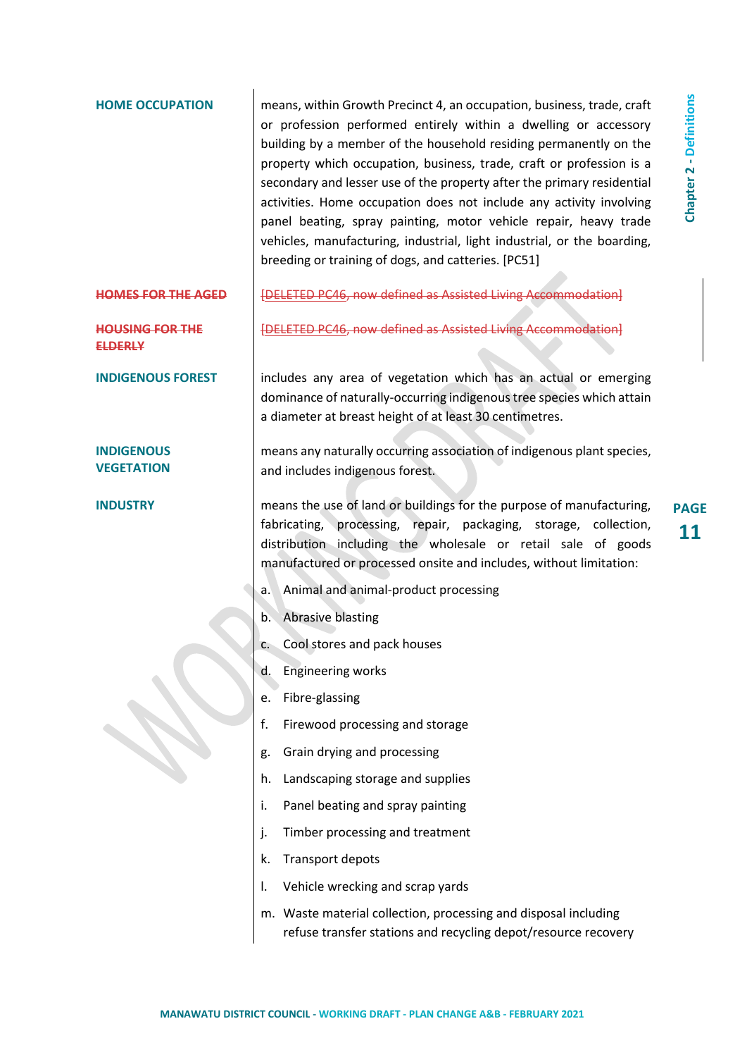**HOME OCCUPATION**

means, within Growth Precinct 4, an occupation, business, trade, craft or profession performed entirely within a dwelling or accessory building by a member of the household residing permanently on the property which occupation, business, trade, craft or profession is a secondary and lesser use of the property after the primary residential activities. Home occupation does not include any activity involving panel beating, spray painting, motor vehicle repair, heavy trade vehicles, manufacturing, industrial, light industrial, or the boarding, breeding or training of dogs, and catteries. [PC51]

~~**HOMES FOR THE AGED**~~

~~[DELETED PC46, now defined as Assisted Living Accommodation]~~

~~**HOUSING FOR THE ELDERLY**~~

~~[DELETED PC46, now defined as Assisted Living Accommodation]~~

**INDIGENOUS FOREST**

includes any area of vegetation which has an actual or emerging dominance of naturally-occurring indigenous tree species which attain a diameter at breast height of at least 30 centimetres.

**INDIGENOUS VEGETATION**

means any naturally occurring association of indigenous plant species, and includes indigenous forest.

**INDUSTRY**

means the use of land or buildings for the purpose of manufacturing, fabricating, processing, repair, packaging, storage, collection, distribution including the wholesale or retail sale of goods manufactured or processed onsite and includes, without limitation:

a. Animal and animal-product processing
b. Abrasive blasting
c. Cool stores and pack houses
d. Engineering works
e. Fibre-glassing
f. Firewood processing and storage
g. Grain drying and processing
h. Landscaping storage and supplies
i. Panel beating and spray painting
j. Timber processing and treatment
k. Transport depots
l. Vehicle wrecking and scrap yards
m. Waste material collection, processing and disposal including refuse transfer stations and recycling depot/resource recovery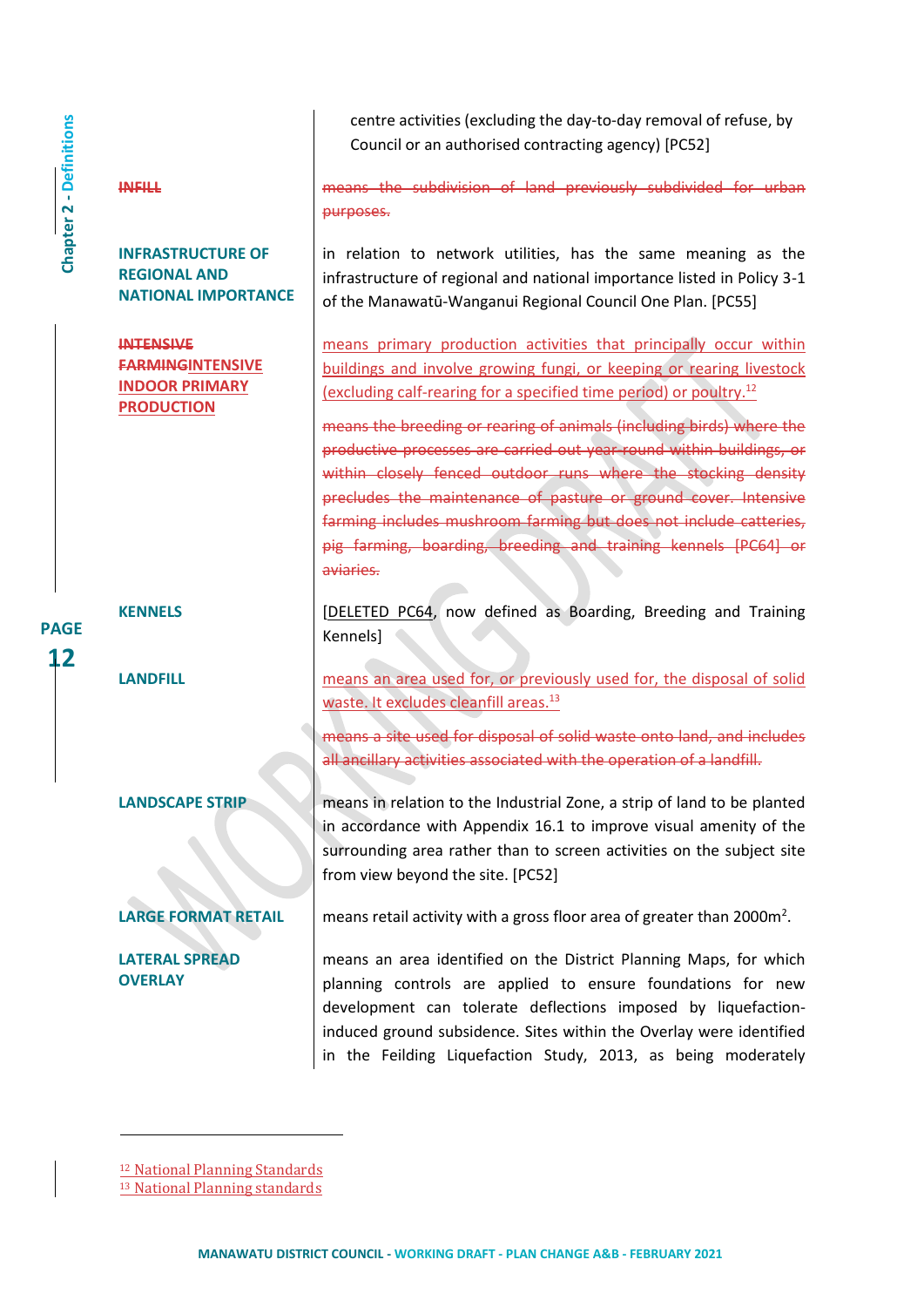centre activities (excluding the day-to-day removal of refuse, by Council or an authorised contracting agency) [PC52]

**~~INFILL~~**

~~means the subdivision of land previously subdivided for urban purposes.~~

**INFRASTRUCTURE OF REGIONAL AND NATIONAL IMPORTANCE**

in relation to network utilities, has the same meaning as the infrastructure of regional and national importance listed in Policy 3-1 of the Manawatū-Wanganui Regional Council One Plan. [PC55]

**~~INTENSIVE FARMING~~INTENSIVE INDOOR PRIMARY PRODUCTION**

means primary production activities that principally occur within buildings and involve growing fungi, or keeping or rearing livestock (excluding calf-rearing for a specified time period) or poultry.[12]

~~means the breeding or rearing of animals (including birds) where the productive processes are carried out year-round within buildings, or within closely fenced outdoor runs where the stocking density precludes the maintenance of pasture or ground cover. Intensive farming includes mushroom farming but does not include catteries, pig farming, boarding, breeding and training kennels [PC64] or aviaries.~~

**KENNELS**

[DELETED PC64, now defined as Boarding, Breeding and Training Kennels]

**LANDFILL**

means an area used for, or previously used for, the disposal of solid waste. It excludes cleanfill areas.[13]

~~means a site used for disposal of solid waste onto land, and includes all ancillary activities associated with the operation of a landfill.~~

**LANDSCAPE STRIP**

means in relation to the Industrial Zone, a strip of land to be planted in accordance with Appendix 16.1 to improve visual amenity of the surrounding area rather than to screen activities on the subject site from view beyond the site. [PC52]

**LARGE FORMAT RETAIL**

means retail activity with a gross floor area of greater than 2000m$^2$.

**LATERAL SPREAD OVERLAY**

means an area identified on the District Planning Maps, for which planning controls are applied to ensure foundations for new development can tolerate deflections imposed by liquefaction-induced ground subsidence. Sites within the Overlay were identified in the Feilding Liquefaction Study, 2013, as being moderately

---

[12] National Planning Standards

[13] National Planning standards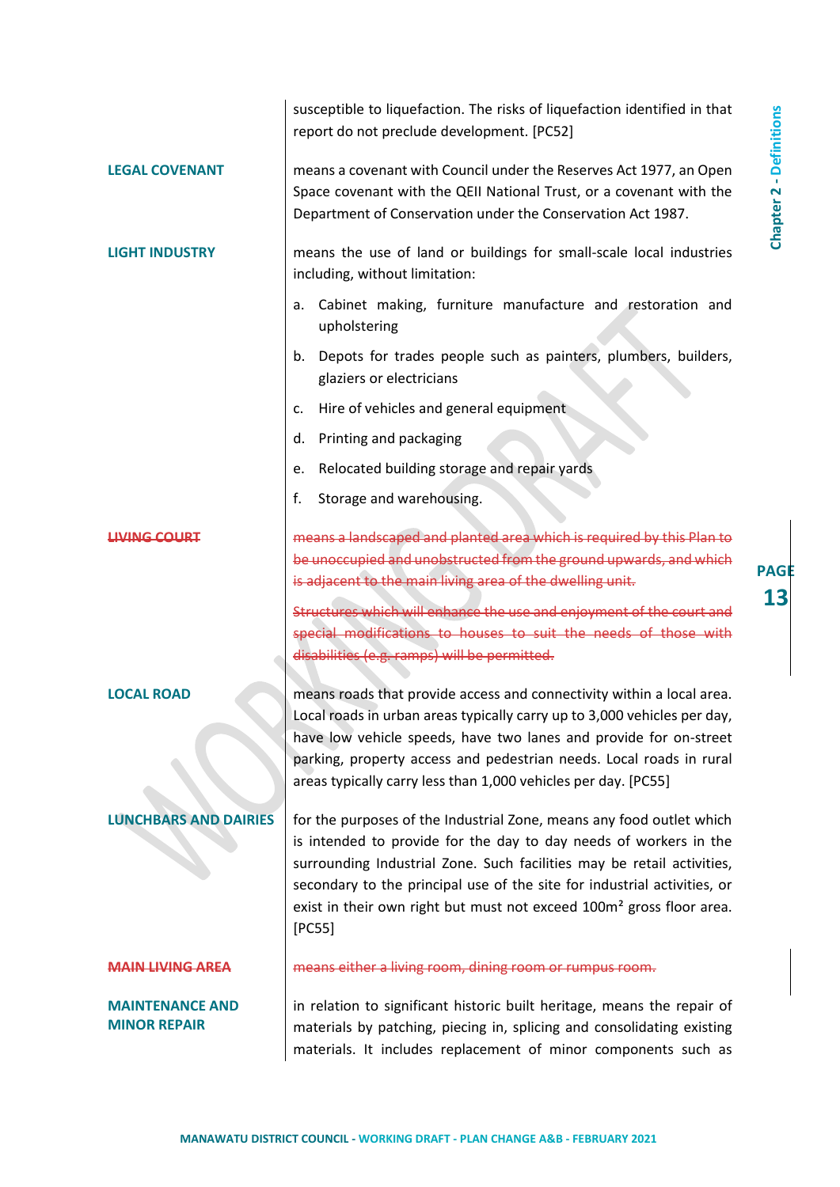susceptible to liquefaction. The risks of liquefaction identified in that report do not preclude development. [PC52]

**LEGAL COVENANT**

means a covenant with Council under the Reserves Act 1977, an Open Space covenant with the QEII National Trust, or a covenant with the Department of Conservation under the Conservation Act 1987.

**LIGHT INDUSTRY**

means the use of land or buildings for small-scale local industries including, without limitation:

a. Cabinet making, furniture manufacture and restoration and upholstering
b. Depots for trades people such as painters, plumbers, builders, glaziers or electricians
c. Hire of vehicles and general equipment
d. Printing and packaging
e. Relocated building storage and repair yards
f. Storage and warehousing.

~~**LIVING COURT**~~

~~means a landscaped and planted area which is required by this Plan to be unoccupied and unobstructed from the ground upwards, and which is adjacent to the main living area of the dwelling unit.~~

~~Structures which will enhance the use and enjoyment of the court and special modifications to houses to suit the needs of those with disabilities (e.g. ramps) will be permitted.~~

**LOCAL ROAD**

means roads that provide access and connectivity within a local area. Local roads in urban areas typically carry up to 3,000 vehicles per day, have low vehicle speeds, have two lanes and provide for on-street parking, property access and pedestrian needs. Local roads in rural areas typically carry less than 1,000 vehicles per day. [PC55]

**LUNCHBARS AND DAIRIES**

for the purposes of the Industrial Zone, means any food outlet which is intended to provide for the day to day needs of workers in the surrounding Industrial Zone. Such facilities may be retail activities, secondary to the principal use of the site for industrial activities, or exist in their own right but must not exceed 100m² gross floor area. [PC55]

~~**MAIN LIVING AREA**~~

~~means either a living room, dining room or rumpus room.~~

**MAINTENANCE AND MINOR REPAIR**

in relation to significant historic built heritage, means the repair of materials by patching, piecing in, splicing and consolidating existing materials. It includes replacement of minor components such as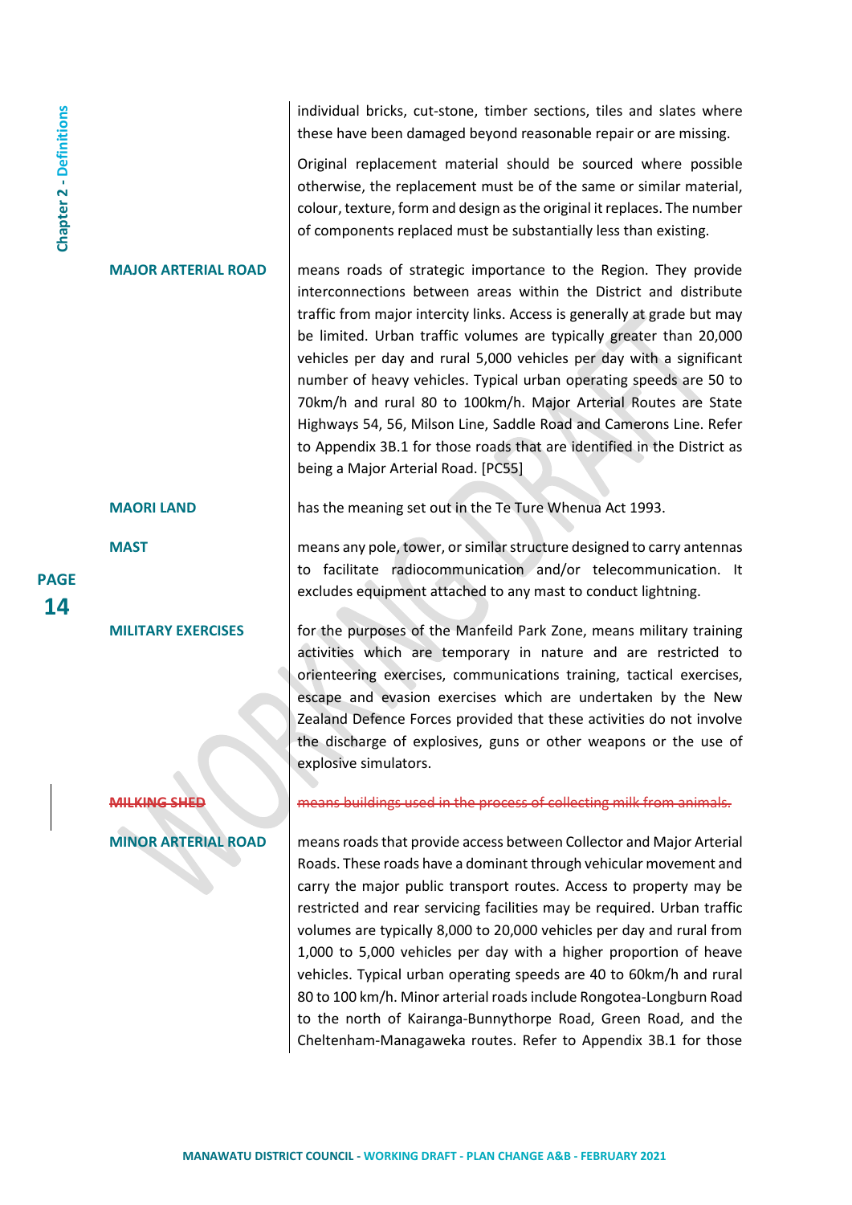individual bricks, cut-stone, timber sections, tiles and slates where these have been damaged beyond reasonable repair or are missing.

Original replacement material should be sourced where possible otherwise, the replacement must be of the same or similar material, colour, texture, form and design as the original it replaces. The number of components replaced must be substantially less than existing.

**MAJOR ARTERIAL ROAD** means roads of strategic importance to the Region. They provide interconnections between areas within the District and distribute traffic from major intercity links. Access is generally at grade but may be limited. Urban traffic volumes are typically greater than 20,000 vehicles per day and rural 5,000 vehicles per day with a significant number of heavy vehicles. Typical urban operating speeds are 50 to 70km/h and rural 80 to 100km/h. Major Arterial Routes are State Highways 54, 56, Milson Line, Saddle Road and Camerons Line. Refer to Appendix 3B.1 for those roads that are identified in the District as being a Major Arterial Road. [PC55]

**MAORI LAND** has the meaning set out in the Te Ture Whenua Act 1993.

**MAST** means any pole, tower, or similar structure designed to carry antennas to facilitate radiocommunication and/or telecommunication. It excludes equipment attached to any mast to conduct lightning.

**MILITARY EXERCISES** for the purposes of the Manfeild Park Zone, means military training activities which are temporary in nature and are restricted to orienteering exercises, communications training, tactical exercises, escape and evasion exercises which are undertaken by the New Zealand Defence Forces provided that these activities do not involve the discharge of explosives, guns or other weapons or the use of explosive simulators.

~~**MILKING SHED** means buildings used in the process of collecting milk from animals.~~

**MINOR ARTERIAL ROAD** means roads that provide access between Collector and Major Arterial Roads. These roads have a dominant through vehicular movement and carry the major public transport routes. Access to property may be restricted and rear servicing facilities may be required. Urban traffic volumes are typically 8,000 to 20,000 vehicles per day and rural from 1,000 to 5,000 vehicles per day with a higher proportion of heave vehicles. Typical urban operating speeds are 40 to 60km/h and rural 80 to 100 km/h. Minor arterial roads include Rongotea-Longburn Road to the north of Kairanga-Bunnythorpe Road, Green Road, and the Cheltenham-Managaweka routes. Refer to Appendix 3B.1 for those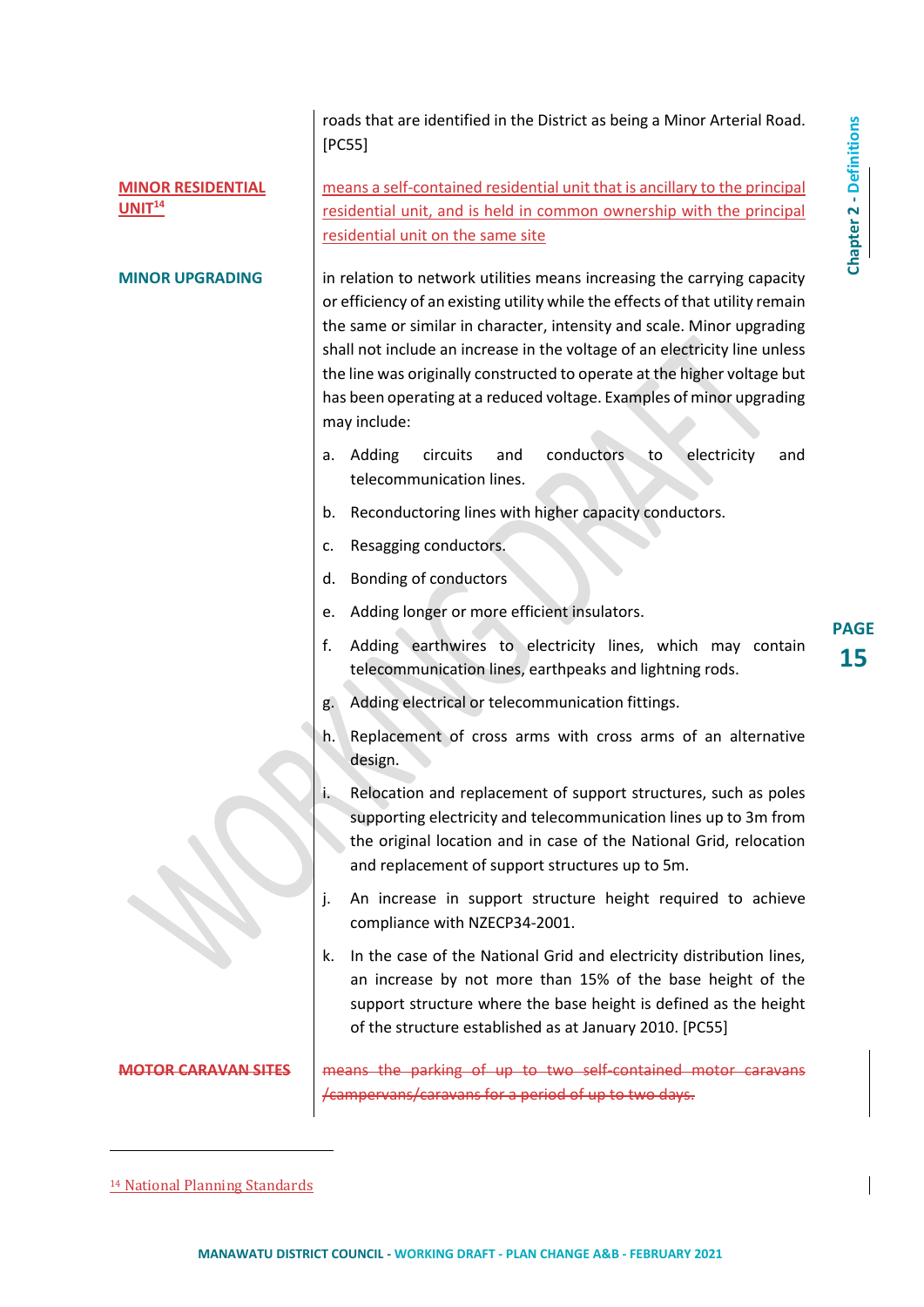roads that are identified in the District as being a Minor Arterial Road. [PC55]

**MINOR RESIDENTIAL UNIT**[14]

means a self-contained residential unit that is ancillary to the principal residential unit, and is held in common ownership with the principal residential unit on the same site

**MINOR UPGRADING**

in relation to network utilities means increasing the carrying capacity or efficiency of an existing utility while the effects of that utility remain the same or similar in character, intensity and scale. Minor upgrading shall not include an increase in the voltage of an electricity line unless the line was originally constructed to operate at the higher voltage but has been operating at a reduced voltage. Examples of minor upgrading may include:

a. Adding circuits and conductors to electricity and telecommunication lines.

b. Reconductoring lines with higher capacity conductors.

c. Resagging conductors.

d. Bonding of conductors

e. Adding longer or more efficient insulators.

f. Adding earthwires to electricity lines, which may contain telecommunication lines, earthpeaks and lightning rods.

g. Adding electrical or telecommunication fittings.

h. Replacement of cross arms with cross arms of an alternative design.

i. Relocation and replacement of support structures, such as poles supporting electricity and telecommunication lines up to 3m from the original location and in case of the National Grid, relocation and replacement of support structures up to 5m.

j. An increase in support structure height required to achieve compliance with NZECP34-2001.

k. In the case of the National Grid and electricity distribution lines, an increase by not more than 15% of the base height of the support structure where the base height is defined as the height of the structure established as at January 2010. [PC55]

~~**MOTOR CARAVAN SITES**~~

~~means the parking of up to two self-contained motor caravans /campervans/caravans for a period of up to two days.~~

[14] National Planning Standards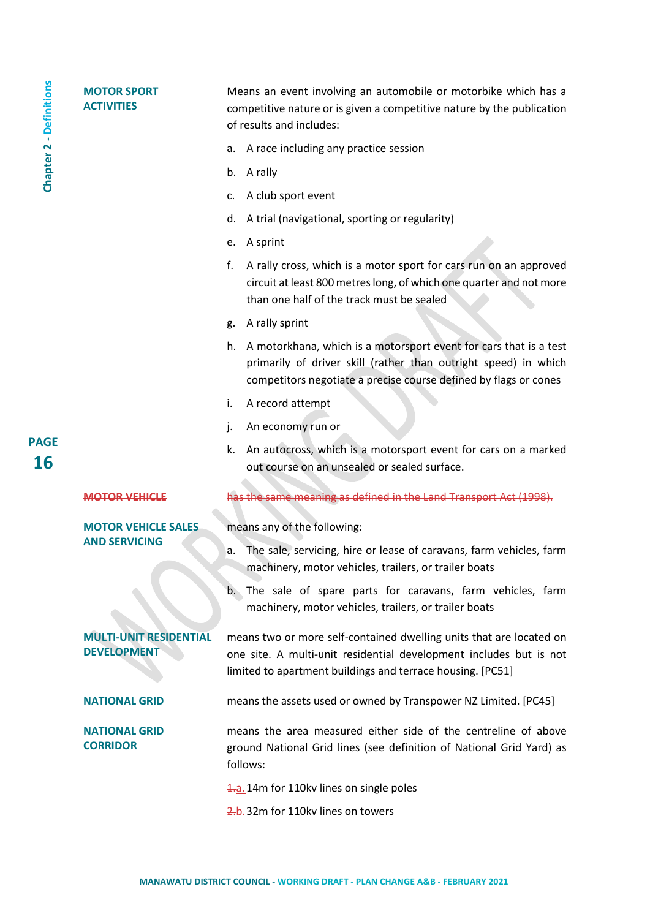| | |
|---|---|
| **MOTOR SPORT ACTIVITIES** | Means an event involving an automobile or motorbike which has a competitive nature or is given a competitive nature by the publication of results and includes:<br>a. A race including any practice session<br>b. A rally<br>c. A club sport event<br>d. A trial (navigational, sporting or regularity)<br>e. A sprint<br>f. A rally cross, which is a motor sport for cars run on an approved circuit at least 800 metres long, of which one quarter and not more than one half of the track must be sealed<br>g. A rally sprint<br>h. A motorkhana, which is a motorsport event for cars that is a test primarily of driver skill (rather than outright speed) in which competitors negotiate a precise course defined by flags or cones<br>i. A record attempt<br>j. An economy run or<br>k. An autocross, which is a motorsport event for cars on a marked out course on an unsealed or sealed surface. |
| ~~**MOTOR VEHICLE**~~ | ~~has the same meaning as defined in the Land Transport Act (1998).~~ |
| **MOTOR VEHICLE SALES AND SERVICING** | means any of the following:<br>a. The sale, servicing, hire or lease of caravans, farm vehicles, farm machinery, motor vehicles, trailers, or trailer boats<br>b. The sale of spare parts for caravans, farm vehicles, farm machinery, motor vehicles, trailers, or trailer boats |
| **MULTI-UNIT RESIDENTIAL DEVELOPMENT** | means two or more self-contained dwelling units that are located on one site. A multi-unit residential development includes but is not limited to apartment buildings and terrace housing. [PC51] |
| **NATIONAL GRID** | means the assets used or owned by Transpower NZ Limited. [PC45] |
| **NATIONAL GRID CORRIDOR** | means the area measured either side of the centreline of above ground National Grid lines (see definition of National Grid Yard) as follows:<br>~~1.~~a. 14m for 110kv lines on single poles<br>~~2.~~b. 32m for 110kv lines on towers |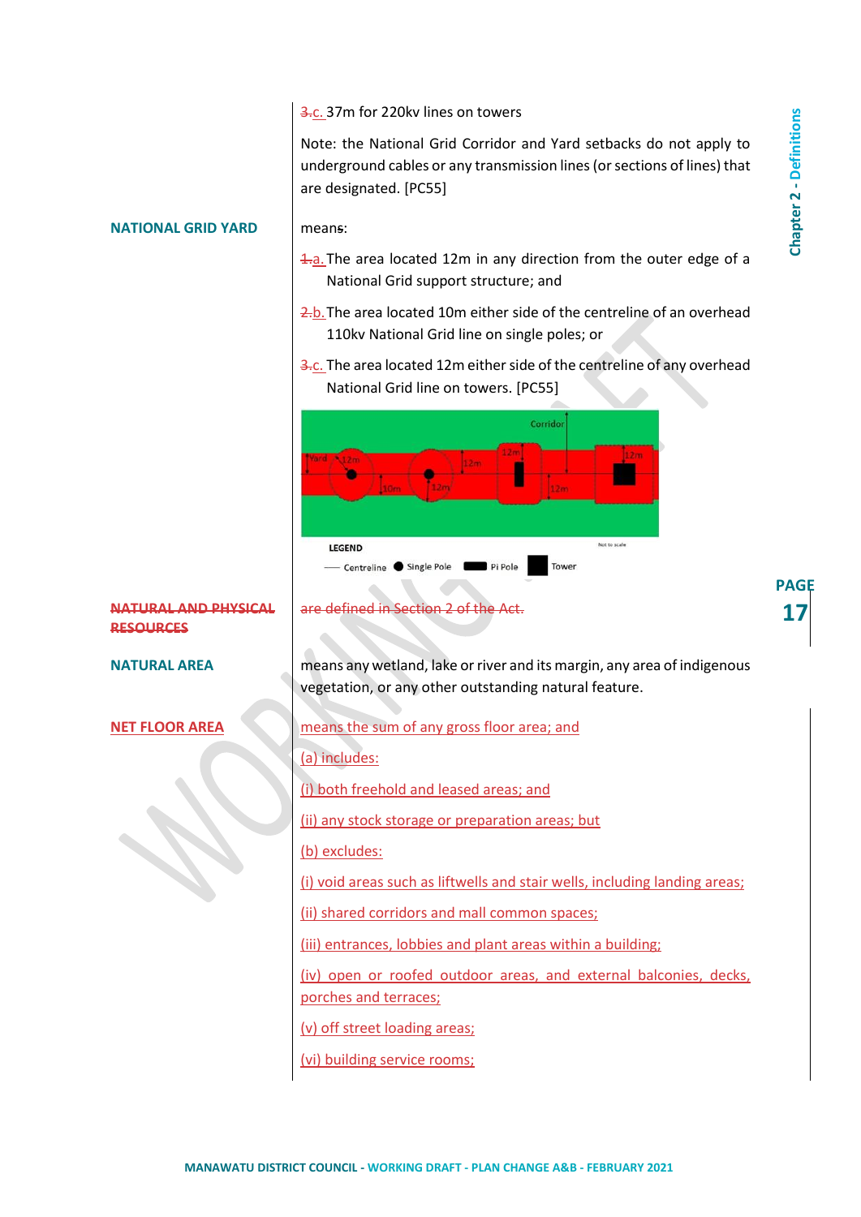~~3.~~c. 37m for 220kv lines on towers

Note: the National Grid Corridor and Yard setbacks do not apply to underground cables or any transmission lines (or sections of lines) that are designated. [PC55]

**NATIONAL GRID YARD**

means~~s~~:

~~1.~~a. The area located 12m in any direction from the outer edge of a National Grid support structure; and

~~2.~~b. The area located 10m either side of the centreline of an overhead 110kv National Grid line on single poles; or

~~3.~~c. The area located 12m either side of the centreline of any overhead National Grid line on towers. [PC55]

Corridor | Yard | 12m | 10m | 12m | 12m | 12m | 12m | 12m

LEGEND — Centreline ● Single Pole ▬ Pi Pole ■ Tower

Not to scale

~~**NATURAL AND PHYSICAL RESOURCES**~~

~~are defined in Section 2 of the Act.~~

**NATURAL AREA**

means any wetland, lake or river and its margin, any area of indigenous vegetation, or any other outstanding natural feature.

**NET FLOOR AREA**

means the sum of any gross floor area; and

(a) includes:

(i) both freehold and leased areas; and

(ii) any stock storage or preparation areas; but

(b) excludes:

(i) void areas such as liftwells and stair wells, including landing areas;

(ii) shared corridors and mall common spaces;

(iii) entrances, lobbies and plant areas within a building;

(iv) open or roofed outdoor areas, and external balconies, decks, porches and terraces;

(v) off street loading areas;

(vi) building service rooms;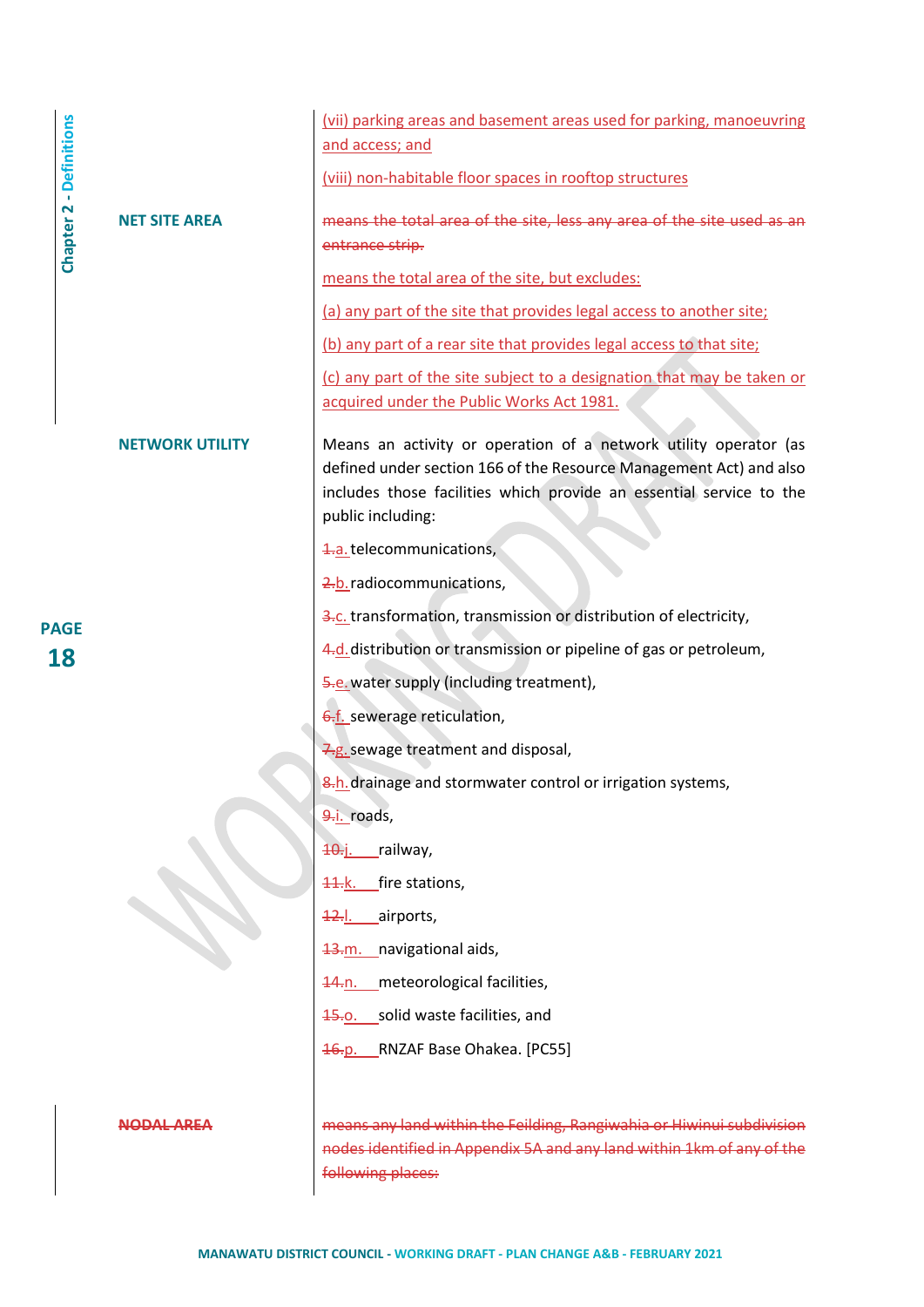(vii) parking areas and basement areas used for parking, manoeuvring and access; and

(viii) non-habitable floor spaces in rooftop structures

**NET SITE AREA**

~~means the total area of the site, less any area of the site used as an entrance strip.~~

means the total area of the site, but excludes:

(a) any part of the site that provides legal access to another site;

(b) any part of a rear site that provides legal access to that site;

(c) any part of the site subject to a designation that may be taken or acquired under the Public Works Act 1981.

**NETWORK UTILITY**

Means an activity or operation of a network utility operator (as defined under section 166 of the Resource Management Act) and also includes those facilities which provide an essential service to the public including:

~~1.~~a. telecommunications,

~~2.~~b. radiocommunications,

~~3.~~c. transformation, transmission or distribution of electricity,

~~4.~~d. distribution or transmission or pipeline of gas or petroleum,

~~5.~~e. water supply (including treatment),

~~6.~~f. sewerage reticulation,

~~7.~~g. sewage treatment and disposal,

~~8.~~h. drainage and stormwater control or irrigation systems,

~~9.~~i. roads,

~~10.~~j. railway,

~~11.~~k. fire stations,

~~12.~~l. airports,

~~13.~~m. navigational aids,

~~14.~~n. meteorological facilities,

~~15.~~o. solid waste facilities, and

~~16.~~p. RNZAF Base Ohakea. [PC55]

~~**NODAL AREA**~~

~~means any land within the Feilding, Rangiwahia or Hiwinui subdivision nodes identified in Appendix 5A and any land within 1km of any of the following places:~~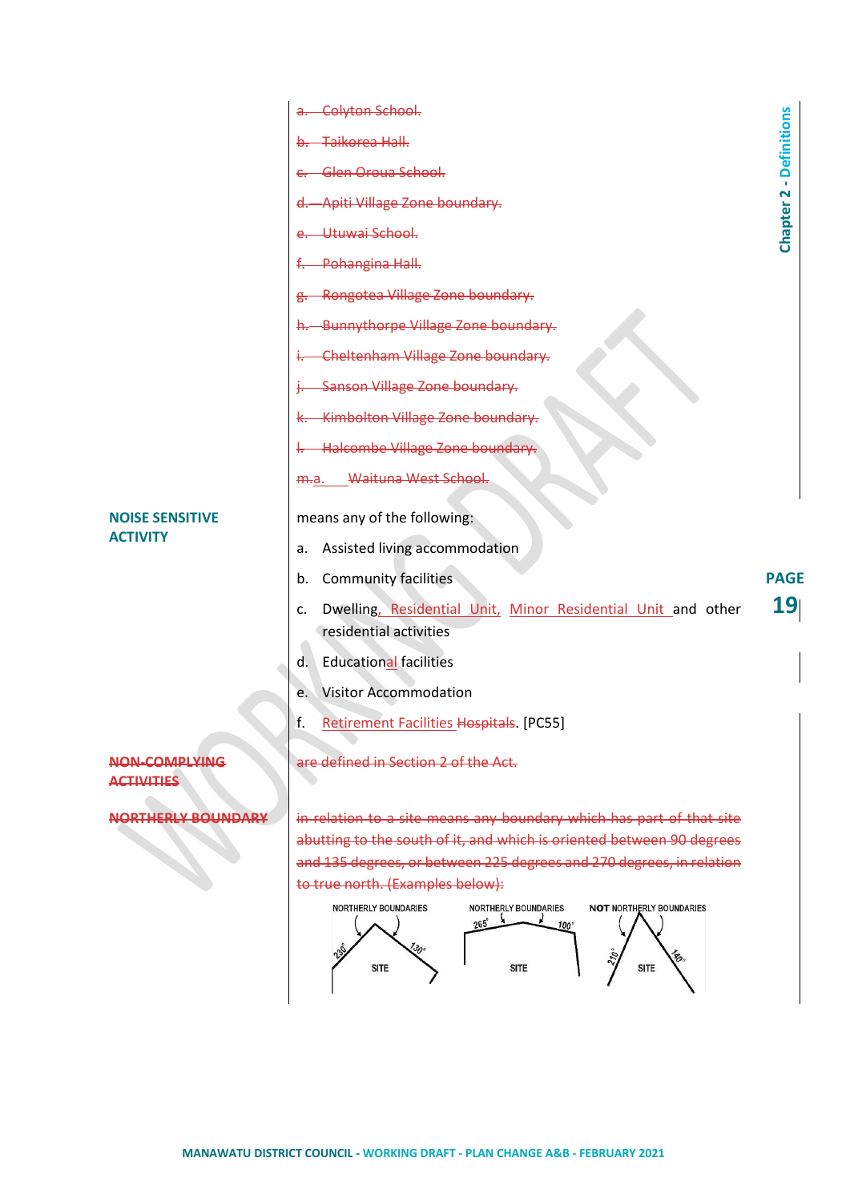~~a. Colyton School.~~

~~b. Taikorea Hall.~~

~~c. Glen Oroua School.~~

~~d. Apiti Village Zone boundary.~~

~~e. Utuwai School.~~

~~f. Pohangina Hall.~~

~~g. Rongotea Village Zone boundary.~~

~~h. Bunnythorpe Village Zone boundary.~~

~~i. Cheltenham Village Zone boundary.~~

~~j. Sanson Village Zone boundary.~~

~~k. Kimbolton Village Zone boundary.~~

~~l. Halcombe Village Zone boundary.~~

~~m.~~a. ~~Waituna West School.~~

**NOISE SENSITIVE ACTIVITY**

means any of the following:

a. Assisted living accommodation

b. Community facilities

c. Dwelling, Residential Unit, Minor Residential Unit and other residential activities

d. Educational facilities

e. Visitor Accommodation

f. Retirement Facilities ~~Hospitals~~. [PC55]

~~**NON-COMPLYING ACTIVITIES**~~

~~are defined in Section 2 of the Act.~~

~~**NORTHERLY BOUNDARY**~~

~~in relation to a site means any boundary which has part of that site abutting to the south of it, and which is oriented between 90 degrees and 135 degrees, or between 225 degrees and 270 degrees, in relation to true north. (Examples below):~~

NORTHERLY BOUNDARIES — 230°, 130°, SITE

NORTHERLY BOUNDARIES — 265°, 100°, SITE

**NOT** NORTHERLY BOUNDARIES — 210°, 140°, SITE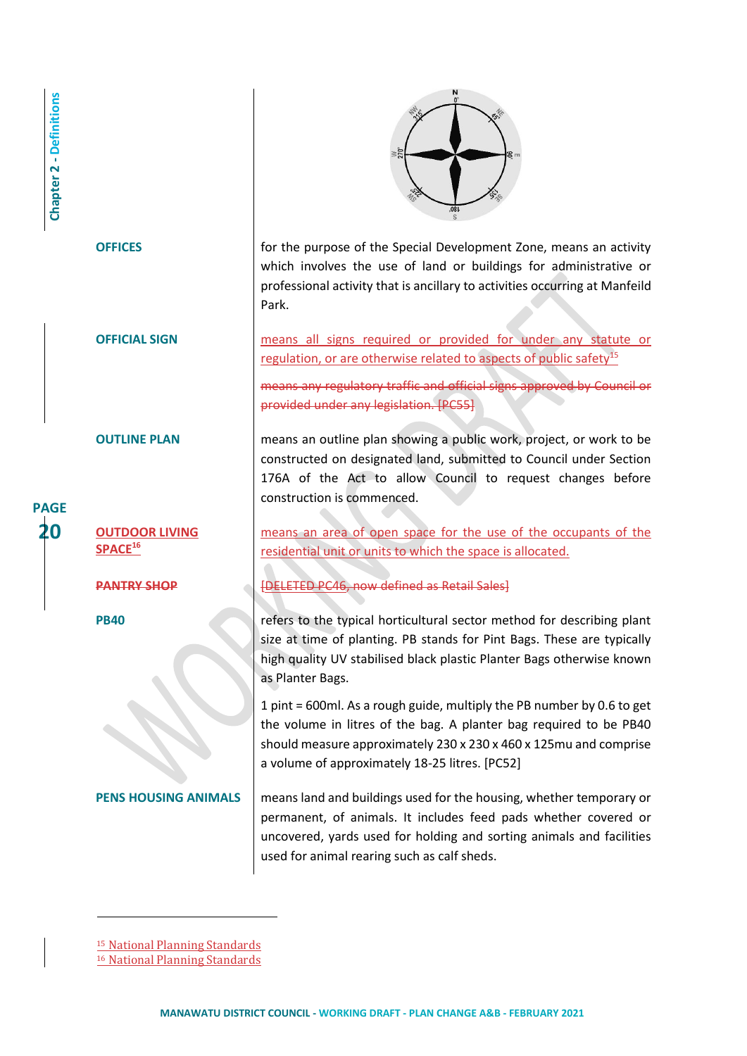**OFFICES**

for the purpose of the Special Development Zone, means an activity which involves the use of land or buildings for administrative or professional activity that is ancillary to activities occurring at Manfeild Park.

**OFFICIAL SIGN**

means all signs required or provided for under any statute or regulation, or are otherwise related to aspects of public safety[15]

~~means any regulatory traffic and official signs approved by Council or provided under any legislation. [PC55]~~

**OUTLINE PLAN**

means an outline plan showing a public work, project, or work to be constructed on designated land, submitted to Council under Section 176A of the Act to allow Council to request changes before construction is commenced.

**OUTDOOR LIVING SPACE[16]**

means an area of open space for the use of the occupants of the residential unit or units to which the space is allocated.

~~**PANTRY SHOP**~~

~~[DELETED PC46, now defined as Retail Sales]~~

**PB40**

refers to the typical horticultural sector method for describing plant size at time of planting. PB stands for Pint Bags. These are typically high quality UV stabilised black plastic Planter Bags otherwise known as Planter Bags.

1 pint = 600ml. As a rough guide, multiply the PB number by 0.6 to get the volume in litres of the bag. A planter bag required to be PB40 should measure approximately 230 x 230 x 460 x 125mu and comprise a volume of approximately 18-25 litres. [PC52]

**PENS HOUSING ANIMALS**

means land and buildings used for the housing, whether temporary or permanent, of animals. It includes feed pads whether covered or uncovered, yards used for holding and sorting animals and facilities used for animal rearing such as calf sheds.

---

[15] National Planning Standards

[16] National Planning Standards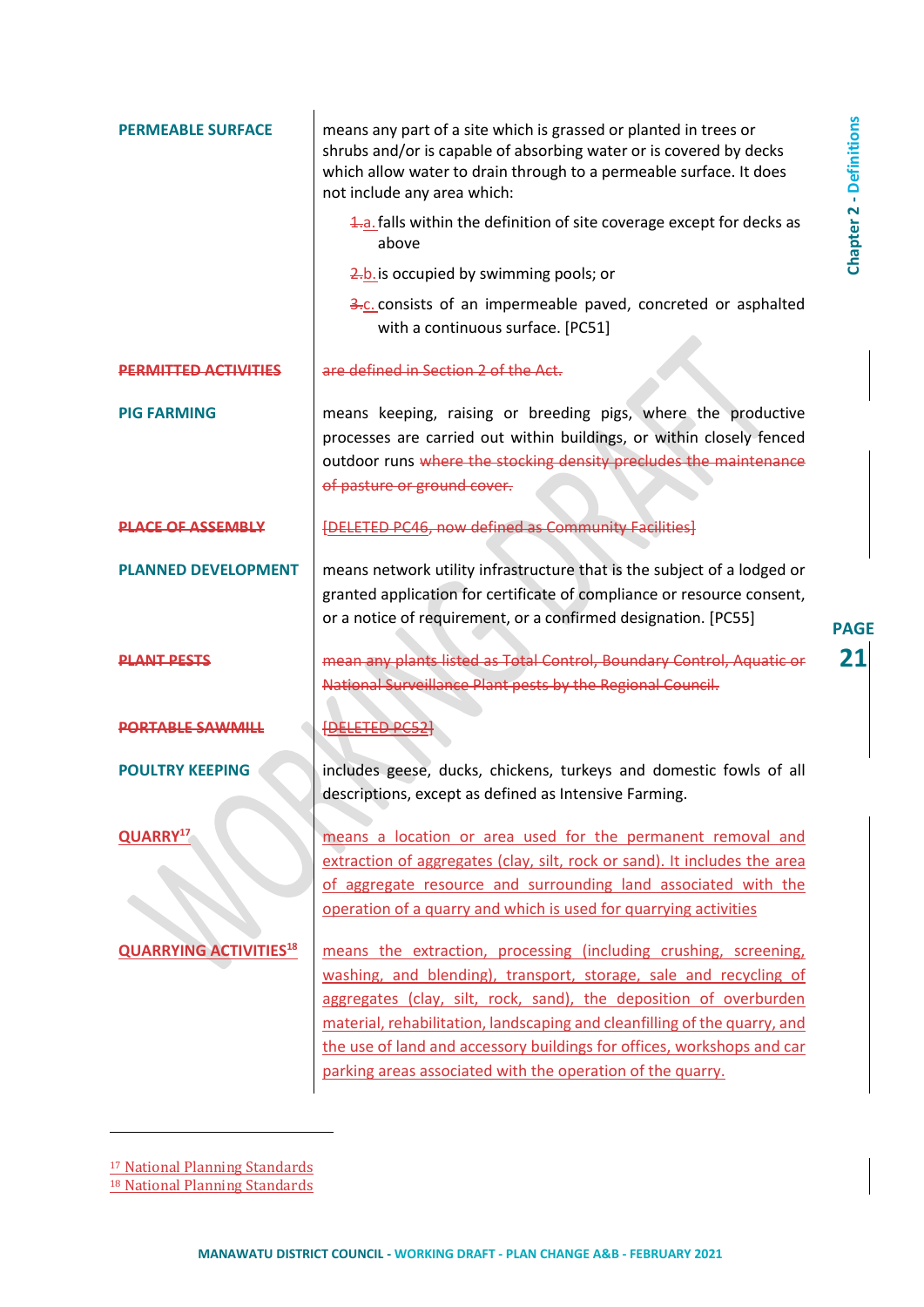| | |
|---|---|
| **PERMEABLE SURFACE** | means any part of a site which is grassed or planted in trees or shrubs and/or is capable of absorbing water or is covered by decks which allow water to drain through to a permeable surface. It does not include any area which:<br>~~1.~~a. falls within the definition of site coverage except for decks as above<br>~~2.~~b. is occupied by swimming pools; or<br>~~3.~~c. consists of an impermeable paved, concreted or asphalted with a continuous surface. [PC51] |
| ~~**PERMITTED ACTIVITIES**~~ | ~~are defined in Section 2 of the Act.~~ |
| **PIG FARMING** | means keeping, raising or breeding pigs, where the productive processes are carried out within buildings, or within closely fenced outdoor runs ~~where the stocking density precludes the maintenance of pasture or ground cover.~~ |
| ~~**PLACE OF ASSEMBLY**~~ | ~~[DELETED PC46, now defined as Community Facilities]~~ |
| **PLANNED DEVELOPMENT** | means network utility infrastructure that is the subject of a lodged or granted application for certificate of compliance or resource consent, or a notice of requirement, or a confirmed designation. [PC55] |
| ~~**PLANT PESTS**~~ | ~~mean any plants listed as Total Control, Boundary Control, Aquatic or National Surveillance Plant pests by the Regional Council.~~ |
| ~~**PORTABLE SAWMILL**~~ | ~~[DELETED PC52]~~ |
| **POULTRY KEEPING** | includes geese, ducks, chickens, turkeys and domestic fowls of all descriptions, except as defined as Intensive Farming. |
| **QUARRY**[17] | means a location or area used for the permanent removal and extraction of aggregates (clay, silt, rock or sand). It includes the area of aggregate resource and surrounding land associated with the operation of a quarry and which is used for quarrying activities |
| **QUARRYING ACTIVITIES**[18] | means the extraction, processing (including crushing, screening, washing, and blending), transport, storage, sale and recycling of aggregates (clay, silt, rock, sand), the deposition of overburden material, rehabilitation, landscaping and cleanfilling of the quarry, and the use of land and accessory buildings for offices, workshops and car parking areas associated with the operation of the quarry. |

[17] National Planning Standards
[18] National Planning Standards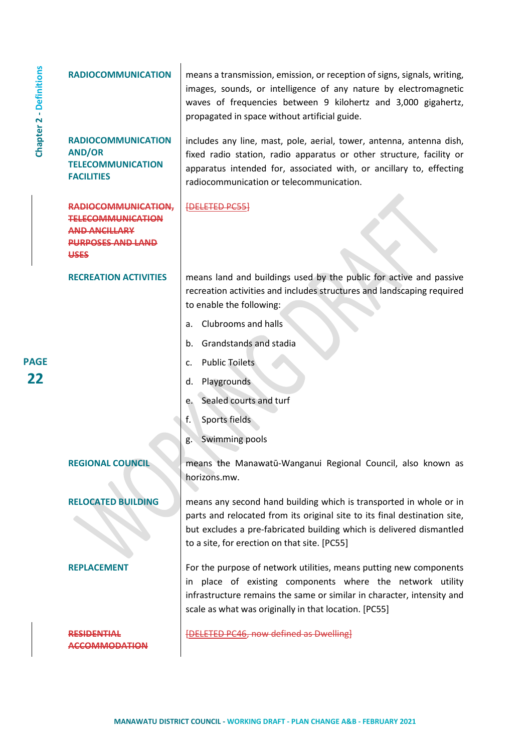| | |
|---|---|
| **RADIOCOMMUNICATION** | means a transmission, emission, or reception of signs, signals, writing, images, sounds, or intelligence of any nature by electromagnetic waves of frequencies between 9 kilohertz and 3,000 gigahertz, propagated in space without artificial guide. |
| **RADIOCOMMUNICATION AND/OR TELECOMMUNICATION FACILITIES** | includes any line, mast, pole, aerial, tower, antenna, antenna dish, fixed radio station, radio apparatus or other structure, facility or apparatus intended for, associated with, or ancillary to, effecting radiocommunication or telecommunication. |
| ~~**RADIOCOMMUNICATION, TELECOMMUNICATION AND ANCILLARY PURPOSES AND LAND USES**~~ | ~~[DELETED PC55]~~ |
| **RECREATION ACTIVITIES** | means land and buildings used by the public for active and passive recreation activities and includes structures and landscaping required to enable the following:<br>a. Clubrooms and halls<br>b. Grandstands and stadia<br>c. Public Toilets<br>d. Playgrounds<br>e. Sealed courts and turf<br>f. Sports fields<br>g. Swimming pools |
| **REGIONAL COUNCIL** | means the Manawatū-Wanganui Regional Council, also known as horizons.mw. |
| **RELOCATED BUILDING** | means any second hand building which is transported in whole or in parts and relocated from its original site to its final destination site, but excludes a pre-fabricated building which is delivered dismantled to a site, for erection on that site. [PC55] |
| **REPLACEMENT** | For the purpose of network utilities, means putting new components in place of existing components where the network utility infrastructure remains the same or similar in character, intensity and scale as what was originally in that location. [PC55] |
| ~~**RESIDENTIAL ACCOMMODATION**~~ | ~~[DELETED PC46, now defined as Dwelling]~~ |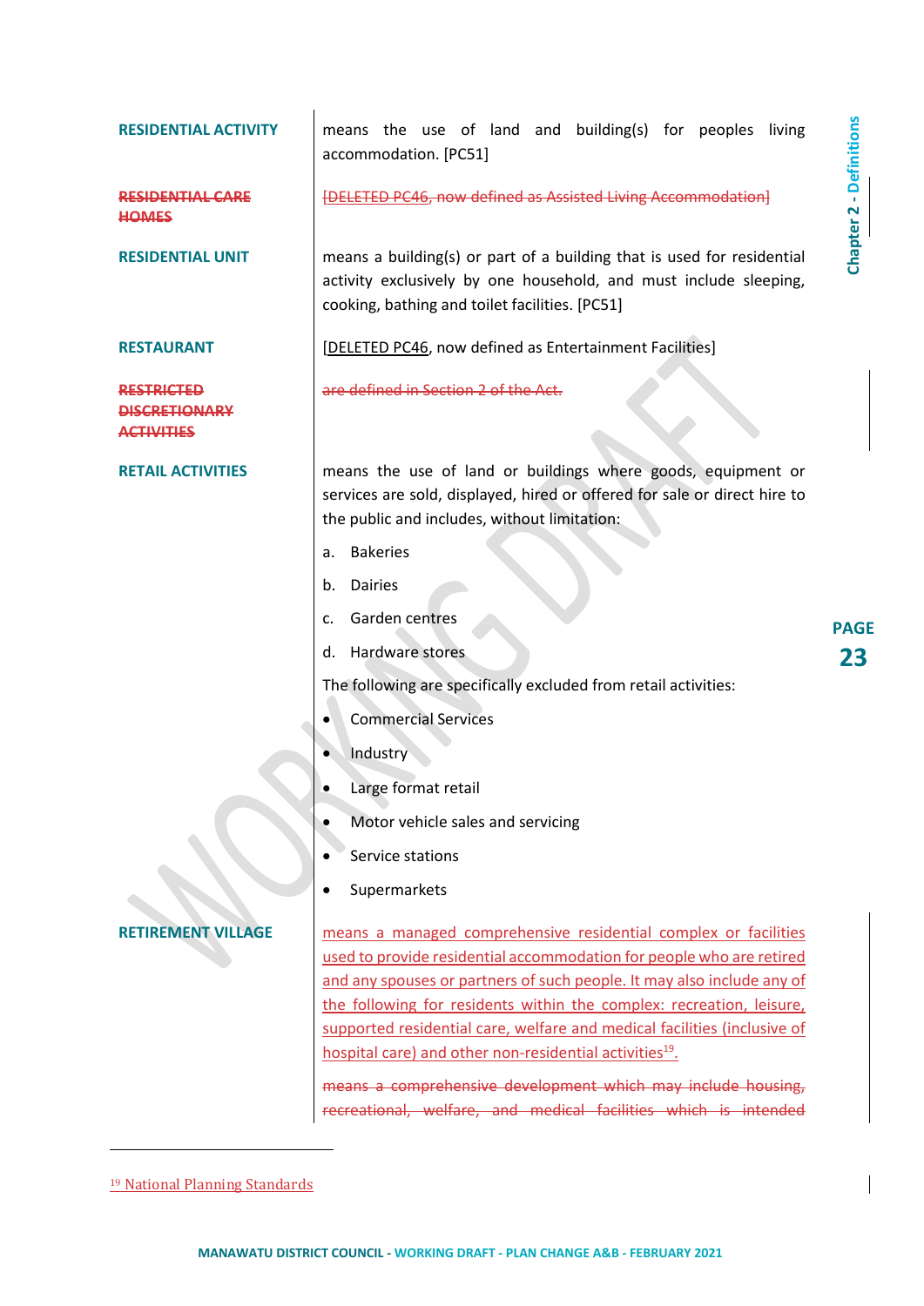**RESIDENTIAL ACTIVITY** means the use of land and building(s) for peoples living accommodation. [PC51]

~~**RESIDENTIAL CARE HOMES**~~ ~~[DELETED PC46, now defined as Assisted Living Accommodation]~~

**RESIDENTIAL UNIT** means a building(s) or part of a building that is used for residential activity exclusively by one household, and must include sleeping, cooking, bathing and toilet facilities. [PC51]

**RESTAURANT** [DELETED PC46, now defined as Entertainment Facilities]

~~**RESTRICTED DISCRETIONARY ACTIVITIES**~~ ~~are defined in Section 2 of the Act.~~

**RETAIL ACTIVITIES** means the use of land or buildings where goods, equipment or services are sold, displayed, hired or offered for sale or direct hire to the public and includes, without limitation:

a. Bakeries
b. Dairies
c. Garden centres
d. Hardware stores

The following are specifically excluded from retail activities:

- Commercial Services
- Industry
- Large format retail
- Motor vehicle sales and servicing
- Service stations
- Supermarkets

**RETIREMENT VILLAGE** means a managed comprehensive residential complex or facilities used to provide residential accommodation for people who are retired and any spouses or partners of such people. It may also include any of the following for residents within the complex: recreation, leisure, supported residential care, welfare and medical facilities (inclusive of hospital care) and other non-residential activities[19].

~~means a comprehensive development which may include housing, recreational, welfare, and medical facilities which is intended~~

---

[19] National Planning Standards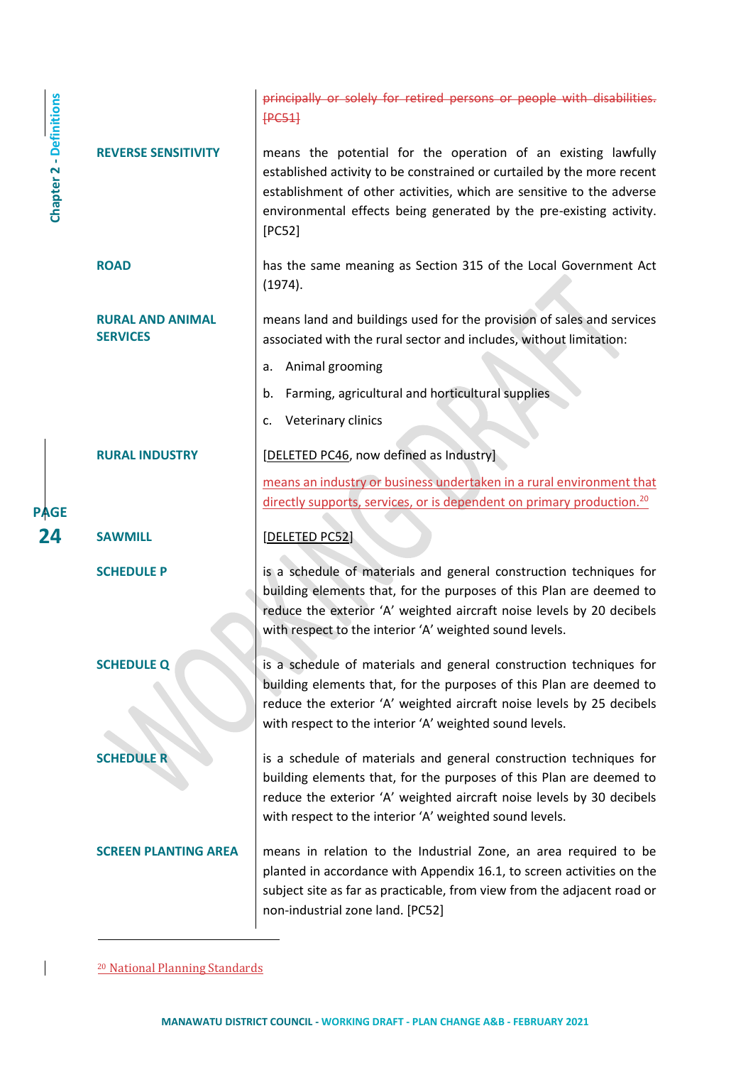| | |
|---|---|
| | ~~principally or solely for retired persons or people with disabilities. [PC51]~~ |
| **REVERSE SENSITIVITY** | means the potential for the operation of an existing lawfully established activity to be constrained or curtailed by the more recent establishment of other activities, which are sensitive to the adverse environmental effects being generated by the pre-existing activity. [PC52] |
| **ROAD** | has the same meaning as Section 315 of the Local Government Act (1974). |
| **RURAL AND ANIMAL SERVICES** | means land and buildings used for the provision of sales and services associated with the rural sector and includes, without limitation:<br>a. Animal grooming<br>b. Farming, agricultural and horticultural supplies<br>c. Veterinary clinics |
| **RURAL INDUSTRY** | [DELETED PC46, now defined as Industry]<br>means an industry or business undertaken in a rural environment that directly supports, services, or is dependent on primary production.[20] |
| **SAWMILL** | [DELETED PC52] |
| **SCHEDULE P** | is a schedule of materials and general construction techniques for building elements that, for the purposes of this Plan are deemed to reduce the exterior 'A' weighted aircraft noise levels by 20 decibels with respect to the interior 'A' weighted sound levels. |
| **SCHEDULE Q** | is a schedule of materials and general construction techniques for building elements that, for the purposes of this Plan are deemed to reduce the exterior 'A' weighted aircraft noise levels by 25 decibels with respect to the interior 'A' weighted sound levels. |
| **SCHEDULE R** | is a schedule of materials and general construction techniques for building elements that, for the purposes of this Plan are deemed to reduce the exterior 'A' weighted aircraft noise levels by 30 decibels with respect to the interior 'A' weighted sound levels. |
| **SCREEN PLANTING AREA** | means in relation to the Industrial Zone, an area required to be planted in accordance with Appendix 16.1, to screen activities on the subject site as far as practicable, from view from the adjacent road or non-industrial zone land. [PC52] |

[20] National Planning Standards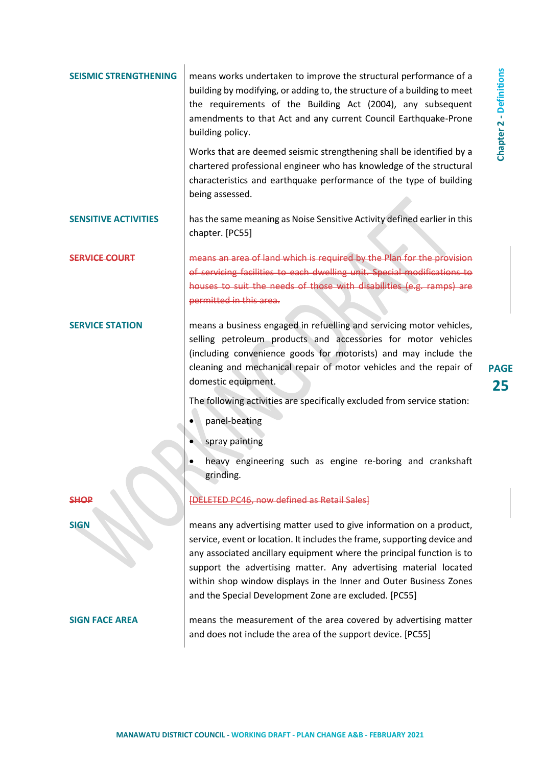**SEISMIC STRENGTHENING**

means works undertaken to improve the structural performance of a building by modifying, or adding to, the structure of a building to meet the requirements of the Building Act (2004), any subsequent amendments to that Act and any current Council Earthquake-Prone building policy.

Works that are deemed seismic strengthening shall be identified by a chartered professional engineer who has knowledge of the structural characteristics and earthquake performance of the type of building being assessed.

**SENSITIVE ACTIVITIES**

has the same meaning as Noise Sensitive Activity defined earlier in this chapter. [PC55]

~~**SERVICE COURT**~~

~~means an area of land which is required by the Plan for the provision of servicing facilities to each dwelling unit. Special modifications to houses to suit the needs of those with disabilities (e.g. ramps) are permitted in this area.~~

**SERVICE STATION**

means a business engaged in refuelling and servicing motor vehicles, selling petroleum products and accessories for motor vehicles (including convenience goods for motorists) and may include the cleaning and mechanical repair of motor vehicles and the repair of domestic equipment.

The following activities are specifically excluded from service station:

- panel-beating
- spray painting
- heavy engineering such as engine re-boring and crankshaft grinding.

~~**SHOP**~~

~~[DELETED PC46,~~ now defined as Retail Sales]

**SIGN**

means any advertising matter used to give information on a product, service, event or location. It includes the frame, supporting device and any associated ancillary equipment where the principal function is to support the advertising matter. Any advertising material located within shop window displays in the Inner and Outer Business Zones and the Special Development Zone are excluded. [PC55]

**SIGN FACE AREA**

means the measurement of the area covered by advertising matter and does not include the area of the support device. [PC55]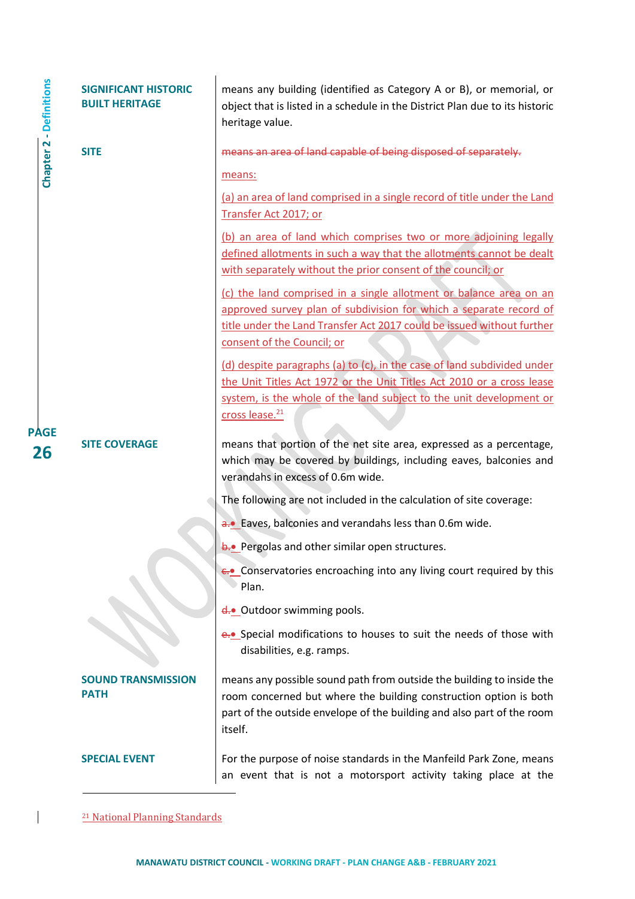**SIGNIFICANT HISTORIC BUILT HERITAGE**

means any building (identified as Category A or B), or memorial, or object that is listed in a schedule in the District Plan due to its historic heritage value.

**SITE**

~~means an area of land capable of being disposed of separately.~~

means:

(a) an area of land comprised in a single record of title under the Land Transfer Act 2017; or

(b) an area of land which comprises two or more adjoining legally defined allotments in such a way that the allotments cannot be dealt with separately without the prior consent of the council; or

(c) the land comprised in a single allotment or balance area on an approved survey plan of subdivision for which a separate record of title under the Land Transfer Act 2017 could be issued without further consent of the Council; or

(d) despite paragraphs (a) to (c), in the case of land subdivided under the Unit Titles Act 1972 or the Unit Titles Act 2010 or a cross lease system, is the whole of the land subject to the unit development or cross lease.[21]

**SITE COVERAGE**

means that portion of the net site area, expressed as a percentage, which may be covered by buildings, including eaves, balconies and verandahs in excess of 0.6m wide.

The following are not included in the calculation of site coverage:

- ~~a.~~ Eaves, balconies and verandahs less than 0.6m wide.
- ~~b.~~ Pergolas and other similar open structures.
- ~~c.~~ Conservatories encroaching into any living court required by this Plan.
- ~~d.~~ Outdoor swimming pools.
- ~~e.~~ Special modifications to houses to suit the needs of those with disabilities, e.g. ramps.

**SOUND TRANSMISSION PATH**

means any possible sound path from outside the building to inside the room concerned but where the building construction option is both part of the outside envelope of the building and also part of the room itself.

**SPECIAL EVENT**

For the purpose of noise standards in the Manfeild Park Zone, means an event that is not a motorsport activity taking place at the

---

[21] National Planning Standards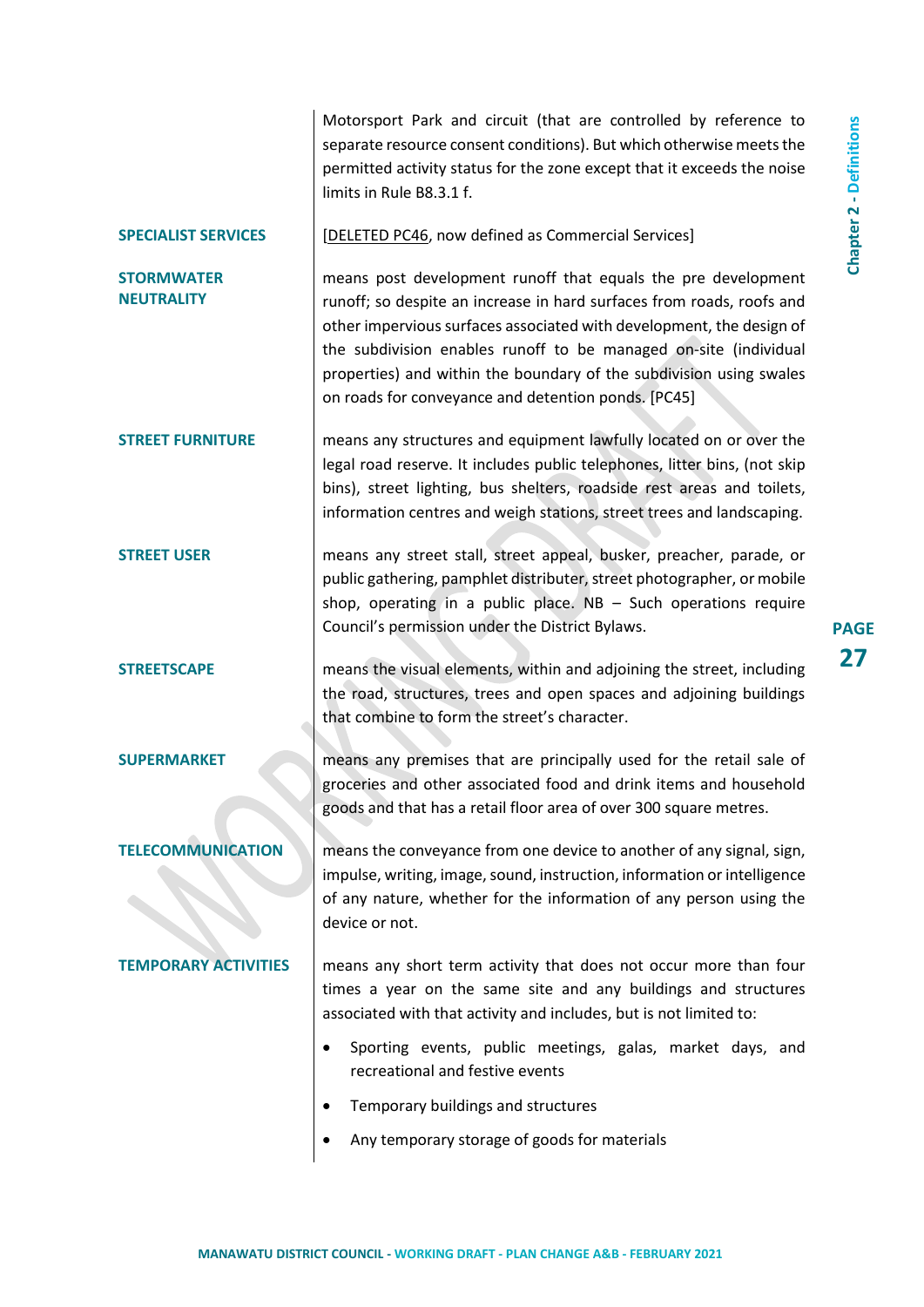Motorsport Park and circuit (that are controlled by reference to separate resource consent conditions). But which otherwise meets the permitted activity status for the zone except that it exceeds the noise limits in Rule B8.3.1 f.

| | |
|---|---|
| **SPECIALIST SERVICES** | [DELETED PC46, now defined as Commercial Services] |
| **STORMWATER NEUTRALITY** | means post development runoff that equals the pre development runoff; so despite an increase in hard surfaces from roads, roofs and other impervious surfaces associated with development, the design of the subdivision enables runoff to be managed on-site (individual properties) and within the boundary of the subdivision using swales on roads for conveyance and detention ponds. [PC45] |
| **STREET FURNITURE** | means any structures and equipment lawfully located on or over the legal road reserve. It includes public telephones, litter bins, (not skip bins), street lighting, bus shelters, roadside rest areas and toilets, information centres and weigh stations, street trees and landscaping. |
| **STREET USER** | means any street stall, street appeal, busker, preacher, parade, or public gathering, pamphlet distributer, street photographer, or mobile shop, operating in a public place. NB – Such operations require Council's permission under the District Bylaws. |
| **STREETSCAPE** | means the visual elements, within and adjoining the street, including the road, structures, trees and open spaces and adjoining buildings that combine to form the street's character. |
| **SUPERMARKET** | means any premises that are principally used for the retail sale of groceries and other associated food and drink items and household goods and that has a retail floor area of over 300 square metres. |
| **TELECOMMUNICATION** | means the conveyance from one device to another of any signal, sign, impulse, writing, image, sound, instruction, information or intelligence of any nature, whether for the information of any person using the device or not. |
| **TEMPORARY ACTIVITIES** | means any short term activity that does not occur more than four times a year on the same site and any buildings and structures associated with that activity and includes, but is not limited to:<br>• Sporting events, public meetings, galas, market days, and recreational and festive events<br>• Temporary buildings and structures<br>• Any temporary storage of goods for materials |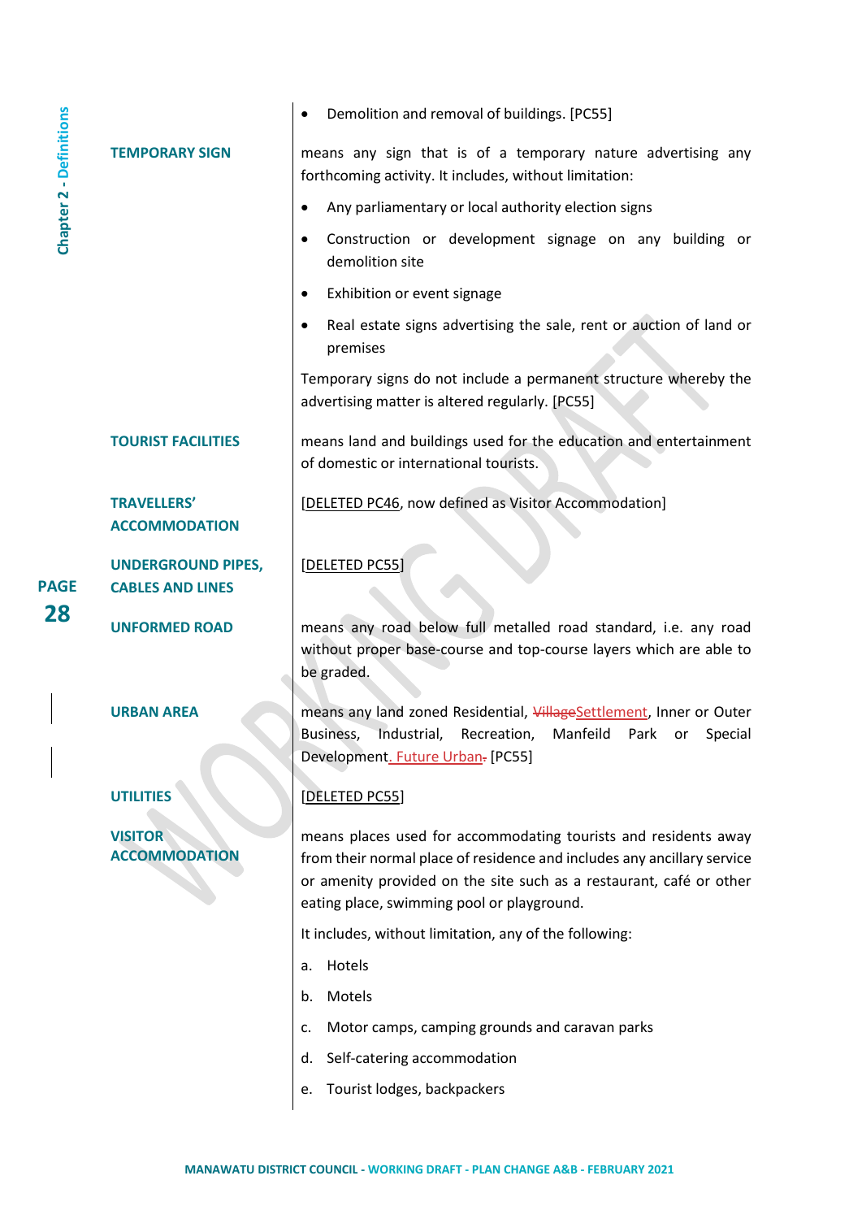- Demolition and removal of buildings. [PC55]

**TEMPORARY SIGN**

means any sign that is of a temporary nature advertising any forthcoming activity. It includes, without limitation:

- Any parliamentary or local authority election signs
- Construction or development signage on any building or demolition site
- Exhibition or event signage
- Real estate signs advertising the sale, rent or auction of land or premises

Temporary signs do not include a permanent structure whereby the advertising matter is altered regularly. [PC55]

**TOURIST FACILITIES**

means land and buildings used for the education and entertainment of domestic or international tourists.

**TRAVELLERS' ACCOMMODATION**

[DELETED PC46, now defined as Visitor Accommodation]

**UNDERGROUND PIPES, CABLES AND LINES**

[DELETED PC55]

**UNFORMED ROAD**

means any road below full metalled road standard, i.e. any road without proper base-course and top-course layers which are able to be graded.

**URBAN AREA**

means any land zoned Residential, ~~Village~~Settlement, Inner or Outer Business, Industrial, Recreation, Manfeild Park or Special Development, Future Urban~~.~~ [PC55]

**UTILITIES**

[DELETED PC55]

**VISITOR ACCOMMODATION**

means places used for accommodating tourists and residents away from their normal place of residence and includes any ancillary service or amenity provided on the site such as a restaurant, café or other eating place, swimming pool or playground.

It includes, without limitation, any of the following:

a. Hotels

b. Motels

c. Motor camps, camping grounds and caravan parks

d. Self-catering accommodation

e. Tourist lodges, backpackers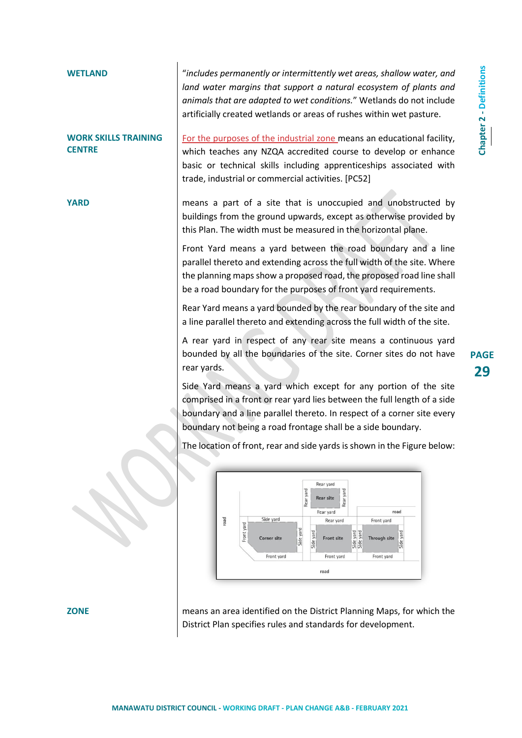**WETLAND**

"*includes permanently or intermittently wet areas, shallow water, and land water margins that support a natural ecosystem of plants and animals that are adapted to wet conditions.*" Wetlands do not include artificially created wetlands or areas of rushes within wet pasture.

**WORK SKILLS TRAINING CENTRE**

For the purposes of the industrial zone means an educational facility, which teaches any NZQA accredited course to develop or enhance basic or technical skills including apprenticeships associated with trade, industrial or commercial activities. [PC52]

**YARD**

means a part of a site that is unoccupied and unobstructed by buildings from the ground upwards, except as otherwise provided by this Plan. The width must be measured in the horizontal plane.

Front Yard means a yard between the road boundary and a line parallel thereto and extending across the full width of the site. Where the planning maps show a proposed road, the proposed road line shall be a road boundary for the purposes of front yard requirements.

Rear Yard means a yard bounded by the rear boundary of the site and a line parallel thereto and extending across the full width of the site.

A rear yard in respect of any rear site means a continuous yard bounded by all the boundaries of the site. Corner sites do not have rear yards.

Side Yard means a yard which except for any portion of the site comprised in a front or rear yard lies between the full length of a side boundary and a line parallel thereto. In respect of a corner site every boundary not being a road frontage shall be a side boundary.

The location of front, rear and side yards is shown in the Figure below:

Rear yard
Rear yard
Rear site
Rear yard
Rear yard
road
road
Side yard
Rear yard
Front yard
Front yard
Corner site
Side yard
Side yard
Front site
Side yard
Side yard
Through site
Side yard
Front yard
Front yard
Front yard
road

**ZONE**

means an area identified on the District Planning Maps, for which the District Plan specifies rules and standards for development.